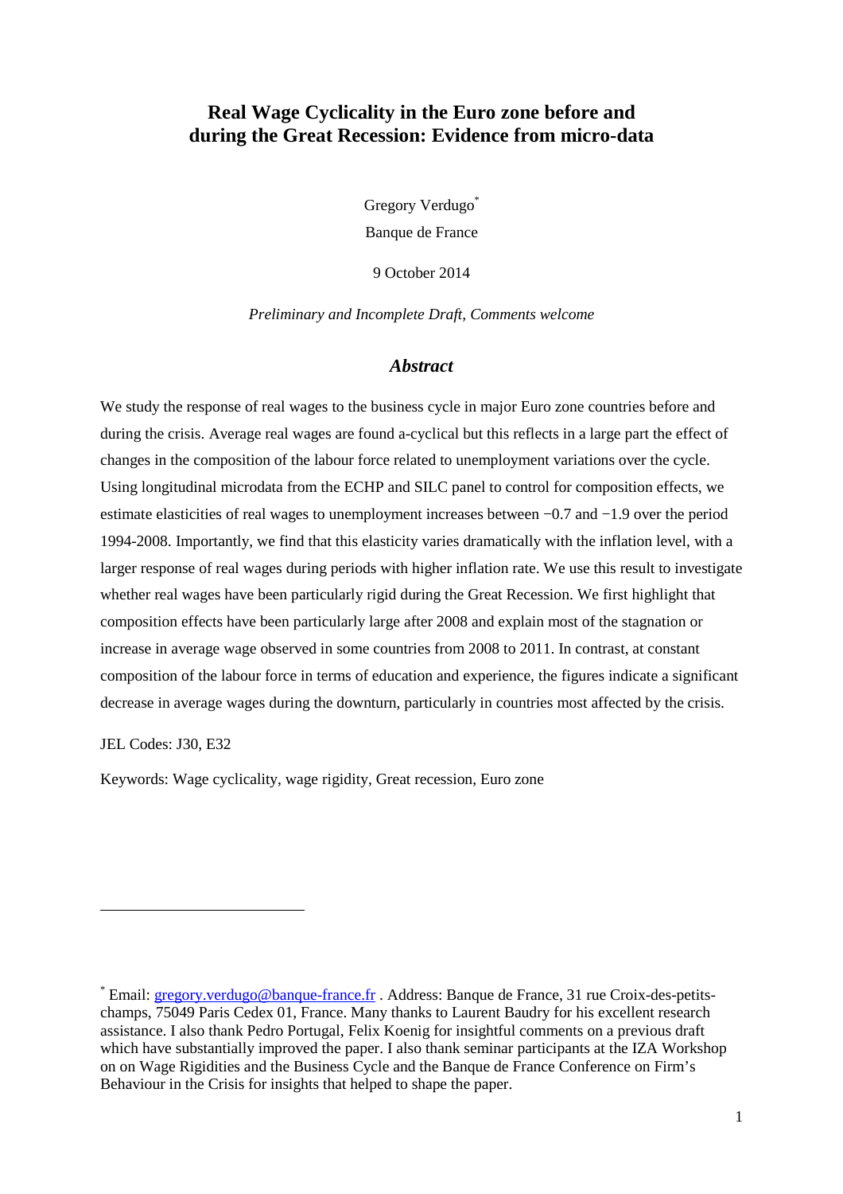# Real Wage Cyclicality in the Euro zone before and during the Great Recession: Evidence from micro-data

Gregory Verdugo[*]

Banque de France

9 October 2014

*Preliminary and Incomplete Draft, Comments welcome*

## *Abstract*

We study the response of real wages to the business cycle in major Euro zone countries before and during the crisis. Average real wages are found a-cyclical but this reflects in a large part the effect of changes in the composition of the labour force related to unemployment variations over the cycle. Using longitudinal microdata from the ECHP and SILC panel to control for composition effects, we estimate elasticities of real wages to unemployment increases between −0.7 and −1.9 over the period 1994-2008. Importantly, we find that this elasticity varies dramatically with the inflation level, with a larger response of real wages during periods with higher inflation rate. We use this result to investigate whether real wages have been particularly rigid during the Great Recession. We first highlight that composition effects have been particularly large after 2008 and explain most of the stagnation or increase in average wage observed in some countries from 2008 to 2011. In contrast, at constant composition of the labour force in terms of education and experience, the figures indicate a significant decrease in average wages during the downturn, particularly in countries most affected by the crisis.

JEL Codes: J30, E32

Keywords: Wage cyclicality, wage rigidity, Great recession, Euro zone

---

[*] Email: gregory.verdugo@banque-france.fr . Address: Banque de France, 31 rue Croix-des-petits-champs, 75049 Paris Cedex 01, France. Many thanks to Laurent Baudry for his excellent research assistance. I also thank Pedro Portugal, Felix Koenig for insightful comments on a previous draft which have substantially improved the paper. I also thank seminar participants at the IZA Workshop on on Wage Rigidities and the Business Cycle and the Banque de France Conference on Firm's Behaviour in the Crisis for insights that helped to shape the paper.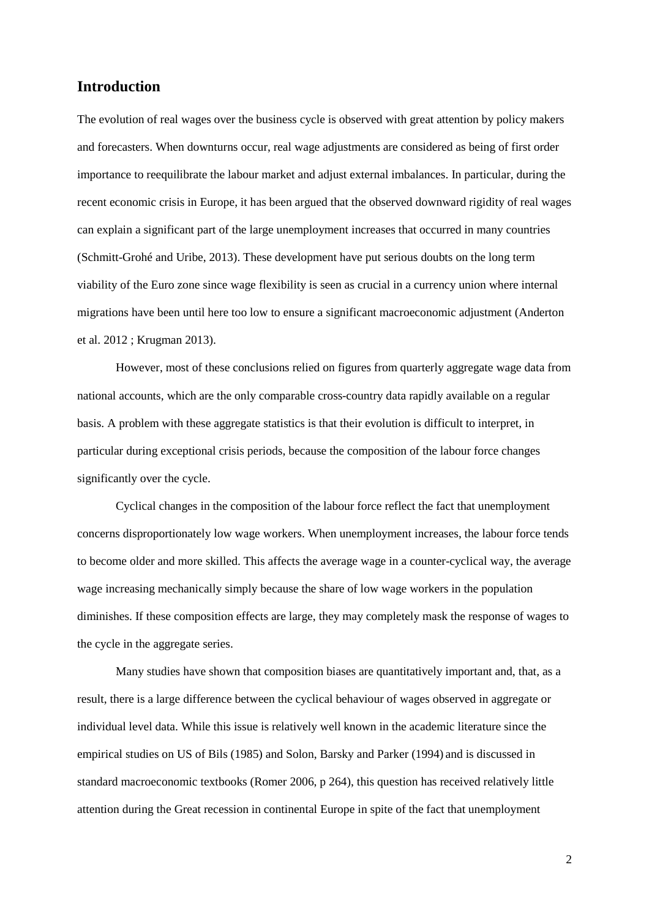## Introduction

The evolution of real wages over the business cycle is observed with great attention by policy makers and forecasters. When downturns occur, real wage adjustments are considered as being of first order importance to reequilibrate the labour market and adjust external imbalances. In particular, during the recent economic crisis in Europe, it has been argued that the observed downward rigidity of real wages can explain a significant part of the large unemployment increases that occurred in many countries (Schmitt-Grohé and Uribe, 2013). These development have put serious doubts on the long term viability of the Euro zone since wage flexibility is seen as crucial in a currency union where internal migrations have been until here too low to ensure a significant macroeconomic adjustment (Anderton et al. 2012 ; Krugman 2013).

However, most of these conclusions relied on figures from quarterly aggregate wage data from national accounts, which are the only comparable cross-country data rapidly available on a regular basis. A problem with these aggregate statistics is that their evolution is difficult to interpret, in particular during exceptional crisis periods, because the composition of the labour force changes significantly over the cycle.

Cyclical changes in the composition of the labour force reflect the fact that unemployment concerns disproportionately low wage workers. When unemployment increases, the labour force tends to become older and more skilled. This affects the average wage in a counter-cyclical way, the average wage increasing mechanically simply because the share of low wage workers in the population diminishes. If these composition effects are large, they may completely mask the response of wages to the cycle in the aggregate series.

Many studies have shown that composition biases are quantitatively important and, that, as a result, there is a large difference between the cyclical behaviour of wages observed in aggregate or individual level data. While this issue is relatively well known in the academic literature since the empirical studies on US of Bils (1985) and Solon, Barsky and Parker (1994) and is discussed in standard macroeconomic textbooks (Romer 2006, p 264), this question has received relatively little attention during the Great recession in continental Europe in spite of the fact that unemployment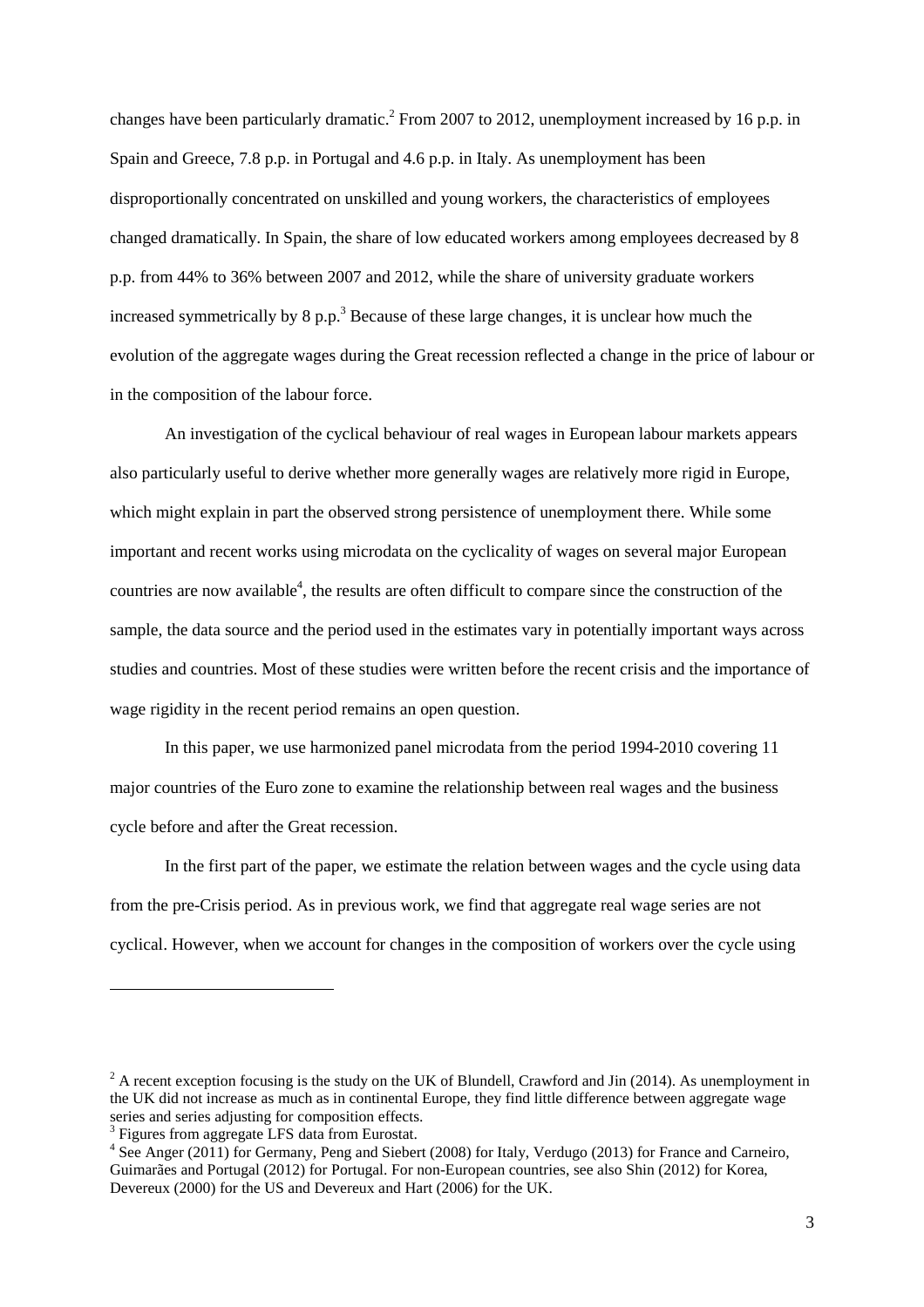changes have been particularly dramatic.[2] From 2007 to 2012, unemployment increased by 16 p.p. in Spain and Greece, 7.8 p.p. in Portugal and 4.6 p.p. in Italy. As unemployment has been disproportionally concentrated on unskilled and young workers, the characteristics of employees changed dramatically. In Spain, the share of low educated workers among employees decreased by 8 p.p. from 44% to 36% between 2007 and 2012, while the share of university graduate workers increased symmetrically by 8 p.p.[3] Because of these large changes, it is unclear how much the evolution of the aggregate wages during the Great recession reflected a change in the price of labour or in the composition of the labour force.

An investigation of the cyclical behaviour of real wages in European labour markets appears also particularly useful to derive whether more generally wages are relatively more rigid in Europe, which might explain in part the observed strong persistence of unemployment there. While some important and recent works using microdata on the cyclicality of wages on several major European countries are now available[4], the results are often difficult to compare since the construction of the sample, the data source and the period used in the estimates vary in potentially important ways across studies and countries. Most of these studies were written before the recent crisis and the importance of wage rigidity in the recent period remains an open question.

In this paper, we use harmonized panel microdata from the period 1994-2010 covering 11 major countries of the Euro zone to examine the relationship between real wages and the business cycle before and after the Great recession.

In the first part of the paper, we estimate the relation between wages and the cycle using data from the pre-Crisis period. As in previous work, we find that aggregate real wage series are not cyclical. However, when we account for changes in the composition of workers over the cycle using

---

[2] A recent exception focusing is the study on the UK of Blundell, Crawford and Jin (2014). As unemployment in the UK did not increase as much as in continental Europe, they find little difference between aggregate wage series and series adjusting for composition effects.

[3] Figures from aggregate LFS data from Eurostat.

[4] See Anger (2011) for Germany, Peng and Siebert (2008) for Italy, Verdugo (2013) for France and Carneiro, Guimarães and Portugal (2012) for Portugal. For non-European countries, see also Shin (2012) for Korea, Devereux (2000) for the US and Devereux and Hart (2006) for the UK.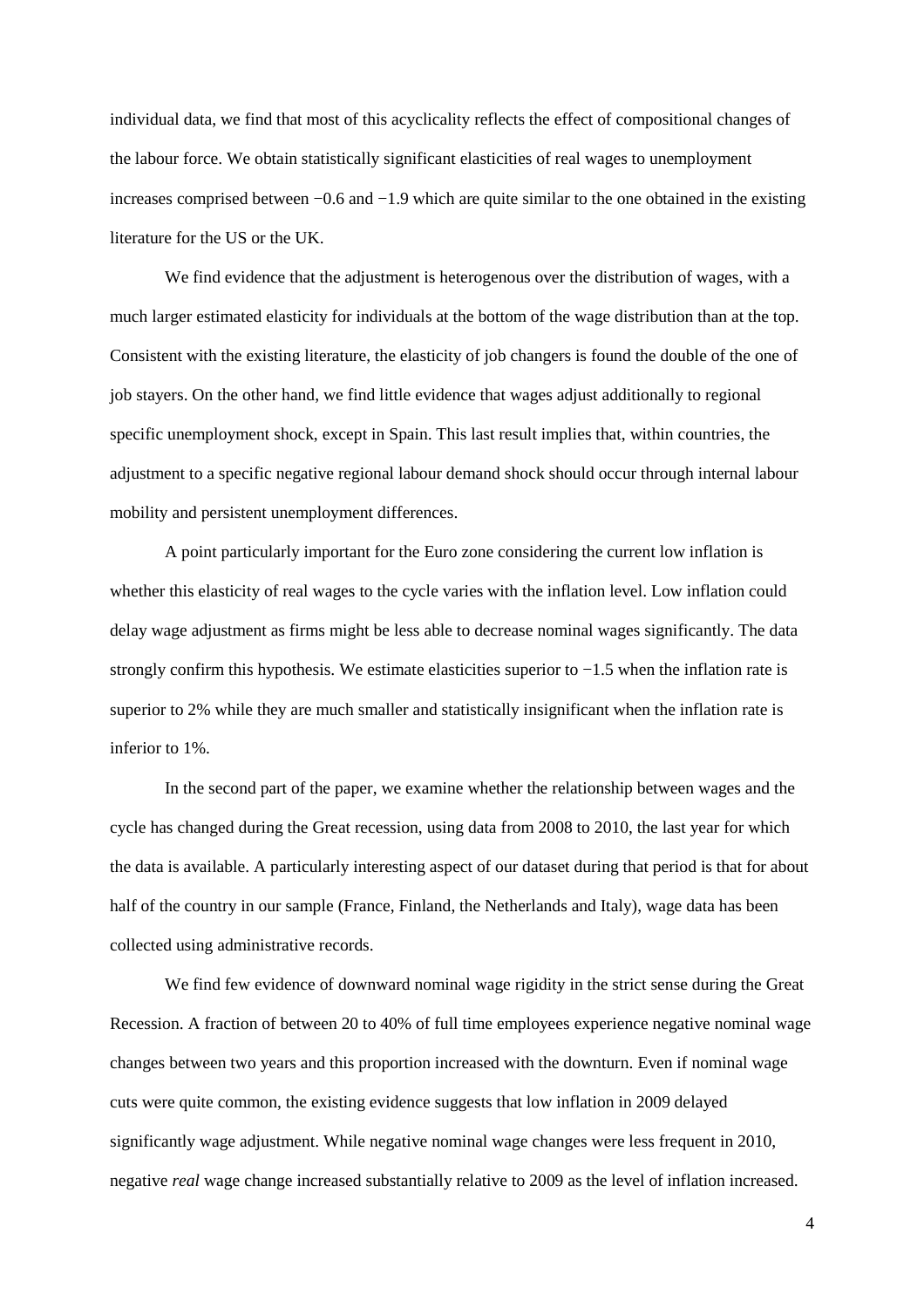individual data, we find that most of this acyclicality reflects the effect of compositional changes of the labour force. We obtain statistically significant elasticities of real wages to unemployment increases comprised between −0.6 and −1.9 which are quite similar to the one obtained in the existing literature for the US or the UK.

We find evidence that the adjustment is heterogenous over the distribution of wages, with a much larger estimated elasticity for individuals at the bottom of the wage distribution than at the top. Consistent with the existing literature, the elasticity of job changers is found the double of the one of job stayers. On the other hand, we find little evidence that wages adjust additionally to regional specific unemployment shock, except in Spain. This last result implies that, within countries, the adjustment to a specific negative regional labour demand shock should occur through internal labour mobility and persistent unemployment differences.

A point particularly important for the Euro zone considering the current low inflation is whether this elasticity of real wages to the cycle varies with the inflation level. Low inflation could delay wage adjustment as firms might be less able to decrease nominal wages significantly. The data strongly confirm this hypothesis. We estimate elasticities superior to −1.5 when the inflation rate is superior to 2% while they are much smaller and statistically insignificant when the inflation rate is inferior to 1%.

In the second part of the paper, we examine whether the relationship between wages and the cycle has changed during the Great recession, using data from 2008 to 2010, the last year for which the data is available. A particularly interesting aspect of our dataset during that period is that for about half of the country in our sample (France, Finland, the Netherlands and Italy), wage data has been collected using administrative records.

We find few evidence of downward nominal wage rigidity in the strict sense during the Great Recession. A fraction of between 20 to 40% of full time employees experience negative nominal wage changes between two years and this proportion increased with the downturn. Even if nominal wage cuts were quite common, the existing evidence suggests that low inflation in 2009 delayed significantly wage adjustment. While negative nominal wage changes were less frequent in 2010, negative *real* wage change increased substantially relative to 2009 as the level of inflation increased.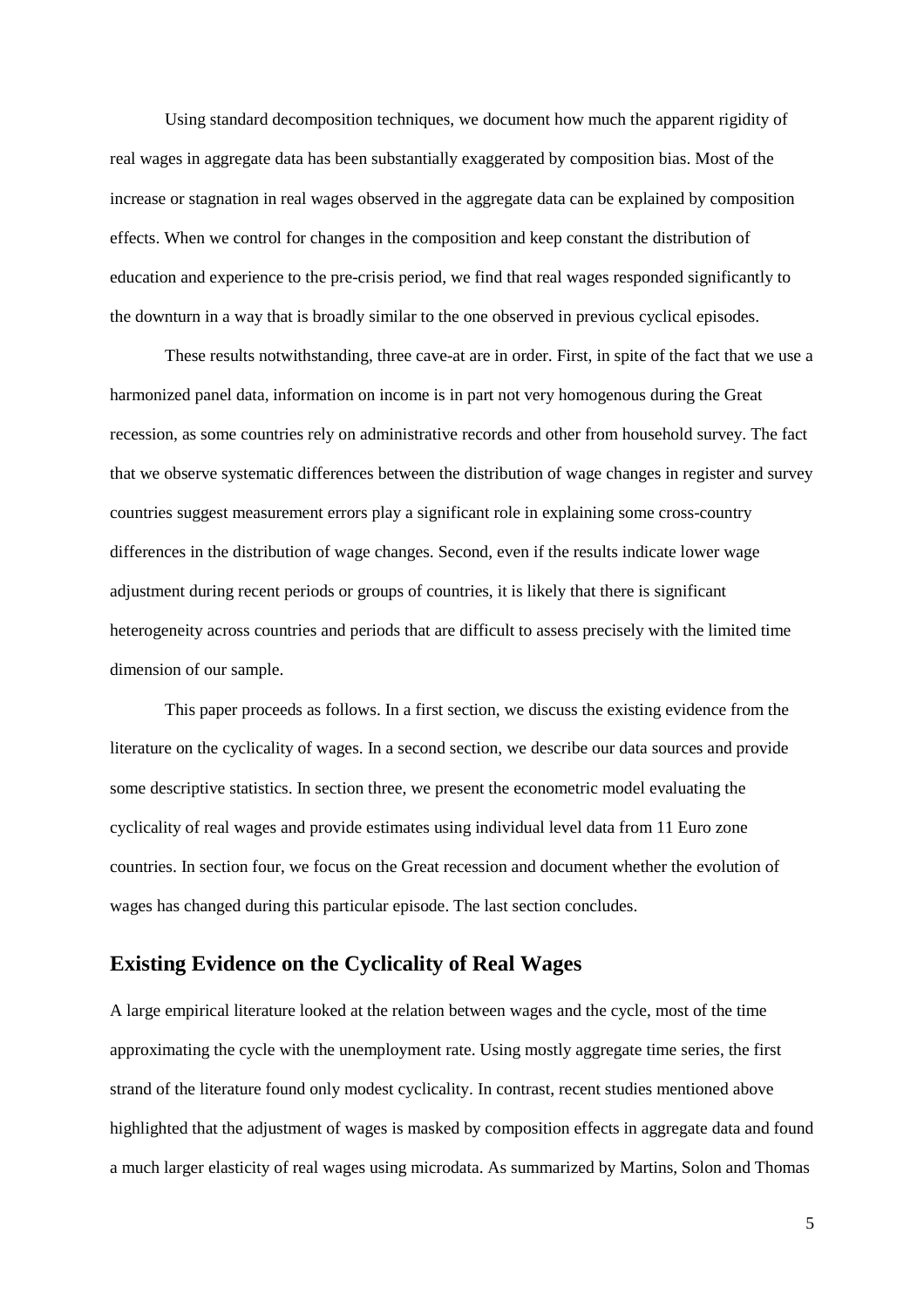Using standard decomposition techniques, we document how much the apparent rigidity of real wages in aggregate data has been substantially exaggerated by composition bias. Most of the increase or stagnation in real wages observed in the aggregate data can be explained by composition effects. When we control for changes in the composition and keep constant the distribution of education and experience to the pre-crisis period, we find that real wages responded significantly to the downturn in a way that is broadly similar to the one observed in previous cyclical episodes.

These results notwithstanding, three cave-at are in order. First, in spite of the fact that we use a harmonized panel data, information on income is in part not very homogenous during the Great recession, as some countries rely on administrative records and other from household survey. The fact that we observe systematic differences between the distribution of wage changes in register and survey countries suggest measurement errors play a significant role in explaining some cross-country differences in the distribution of wage changes. Second, even if the results indicate lower wage adjustment during recent periods or groups of countries, it is likely that there is significant heterogeneity across countries and periods that are difficult to assess precisely with the limited time dimension of our sample.

This paper proceeds as follows. In a first section, we discuss the existing evidence from the literature on the cyclicality of wages. In a second section, we describe our data sources and provide some descriptive statistics. In section three, we present the econometric model evaluating the cyclicality of real wages and provide estimates using individual level data from 11 Euro zone countries. In section four, we focus on the Great recession and document whether the evolution of wages has changed during this particular episode. The last section concludes.

## Existing Evidence on the Cyclicality of Real Wages

A large empirical literature looked at the relation between wages and the cycle, most of the time approximating the cycle with the unemployment rate. Using mostly aggregate time series, the first strand of the literature found only modest cyclicality. In contrast, recent studies mentioned above highlighted that the adjustment of wages is masked by composition effects in aggregate data and found a much larger elasticity of real wages using microdata. As summarized by Martins, Solon and Thomas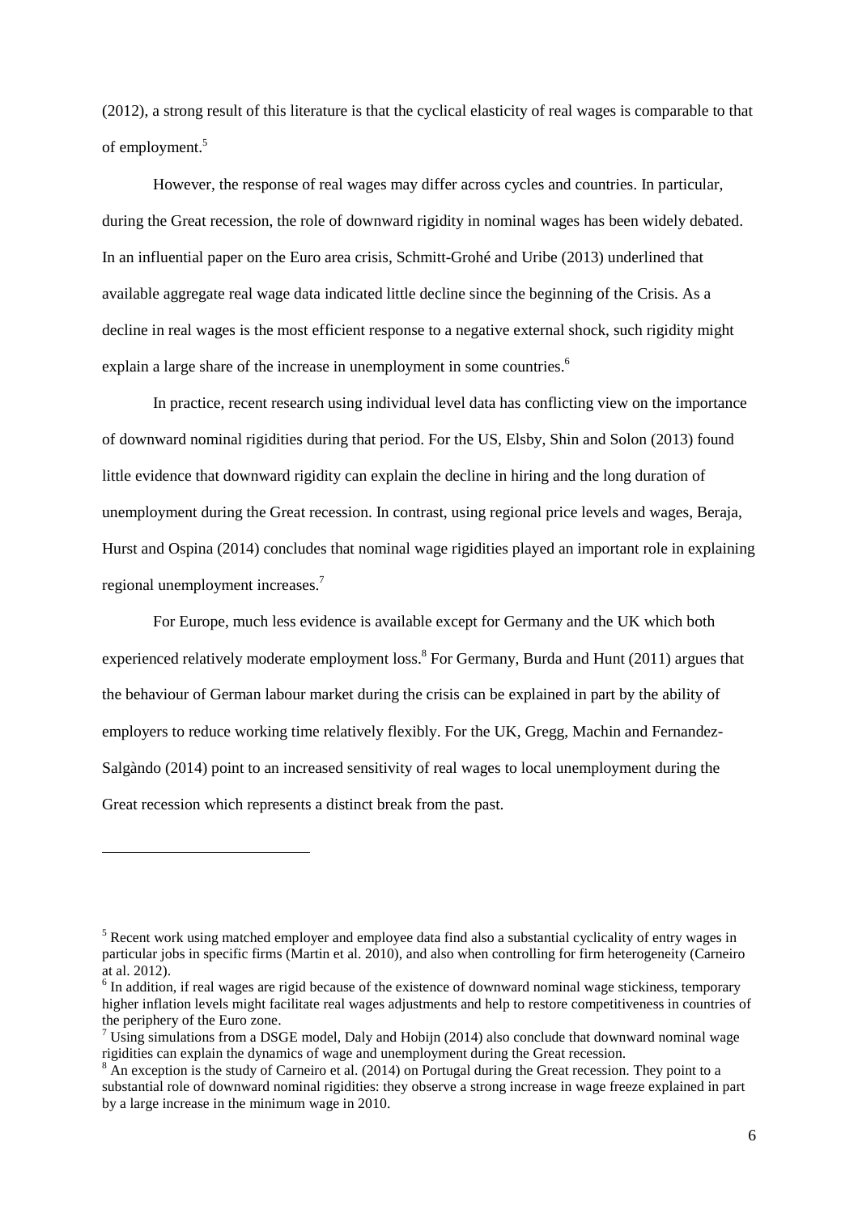(2012), a strong result of this literature is that the cyclical elasticity of real wages is comparable to that of employment.[5]

However, the response of real wages may differ across cycles and countries. In particular, during the Great recession, the role of downward rigidity in nominal wages has been widely debated. In an influential paper on the Euro area crisis, Schmitt-Grohé and Uribe (2013) underlined that available aggregate real wage data indicated little decline since the beginning of the Crisis. As a decline in real wages is the most efficient response to a negative external shock, such rigidity might explain a large share of the increase in unemployment in some countries.[6]

In practice, recent research using individual level data has conflicting view on the importance of downward nominal rigidities during that period. For the US, Elsby, Shin and Solon (2013) found little evidence that downward rigidity can explain the decline in hiring and the long duration of unemployment during the Great recession. In contrast, using regional price levels and wages, Beraja, Hurst and Ospina (2014) concludes that nominal wage rigidities played an important role in explaining regional unemployment increases.[7]

For Europe, much less evidence is available except for Germany and the UK which both experienced relatively moderate employment loss.[8] For Germany, Burda and Hunt (2011) argues that the behaviour of German labour market during the crisis can be explained in part by the ability of employers to reduce working time relatively flexibly. For the UK, Gregg, Machin and Fernandez-Salgàndo (2014) point to an increased sensitivity of real wages to local unemployment during the Great recession which represents a distinct break from the past.

---

[5] Recent work using matched employer and employee data find also a substantial cyclicality of entry wages in particular jobs in specific firms (Martin et al. 2010), and also when controlling for firm heterogeneity (Carneiro at al. 2012).

[6] In addition, if real wages are rigid because of the existence of downward nominal wage stickiness, temporary higher inflation levels might facilitate real wages adjustments and help to restore competitiveness in countries of the periphery of the Euro zone.

[7] Using simulations from a DSGE model, Daly and Hobijn (2014) also conclude that downward nominal wage rigidities can explain the dynamics of wage and unemployment during the Great recession.

[8] An exception is the study of Carneiro et al. (2014) on Portugal during the Great recession. They point to a substantial role of downward nominal rigidities: they observe a strong increase in wage freeze explained in part by a large increase in the minimum wage in 2010.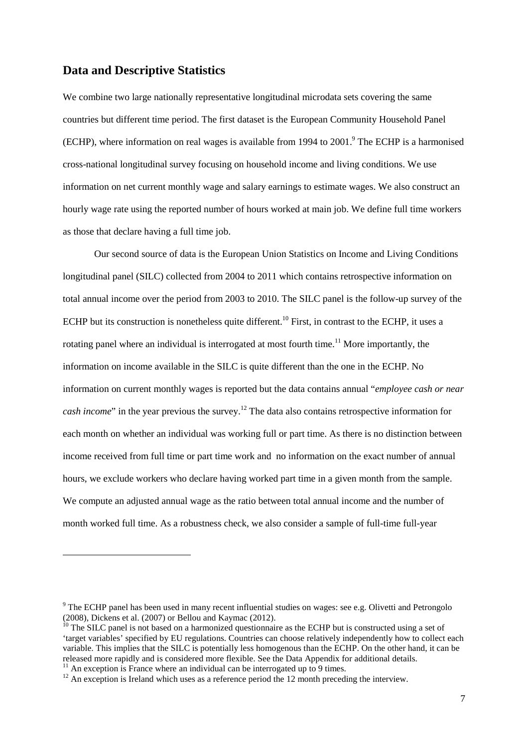## Data and Descriptive Statistics

We combine two large nationally representative longitudinal microdata sets covering the same countries but different time period. The first dataset is the European Community Household Panel (ECHP), where information on real wages is available from 1994 to 2001.[9] The ECHP is a harmonised cross-national longitudinal survey focusing on household income and living conditions. We use information on net current monthly wage and salary earnings to estimate wages. We also construct an hourly wage rate using the reported number of hours worked at main job. We define full time workers as those that declare having a full time job.

Our second source of data is the European Union Statistics on Income and Living Conditions longitudinal panel (SILC) collected from 2004 to 2011 which contains retrospective information on total annual income over the period from 2003 to 2010. The SILC panel is the follow-up survey of the ECHP but its construction is nonetheless quite different.[10] First, in contrast to the ECHP, it uses a rotating panel where an individual is interrogated at most fourth time.[11] More importantly, the information on income available in the SILC is quite different than the one in the ECHP. No information on current monthly wages is reported but the data contains annual "*employee cash or near cash income*" in the year previous the survey.[12] The data also contains retrospective information for each month on whether an individual was working full or part time. As there is no distinction between income received from full time or part time work and no information on the exact number of annual hours, we exclude workers who declare having worked part time in a given month from the sample. We compute an adjusted annual wage as the ratio between total annual income and the number of month worked full time. As a robustness check, we also consider a sample of full-time full-year

---

[9] The ECHP panel has been used in many recent influential studies on wages: see e.g. Olivetti and Petrongolo (2008), Dickens et al. (2007) or Bellou and Kaymac (2012).

[10] The SILC panel is not based on a harmonized questionnaire as the ECHP but is constructed using a set of 'target variables' specified by EU regulations. Countries can choose relatively independently how to collect each variable. This implies that the SILC is potentially less homogenous than the ECHP. On the other hand, it can be released more rapidly and is considered more flexible. See the Data Appendix for additional details.

[11] An exception is France where an individual can be interrogated up to 9 times.

[12] An exception is Ireland which uses as a reference period the 12 month preceding the interview.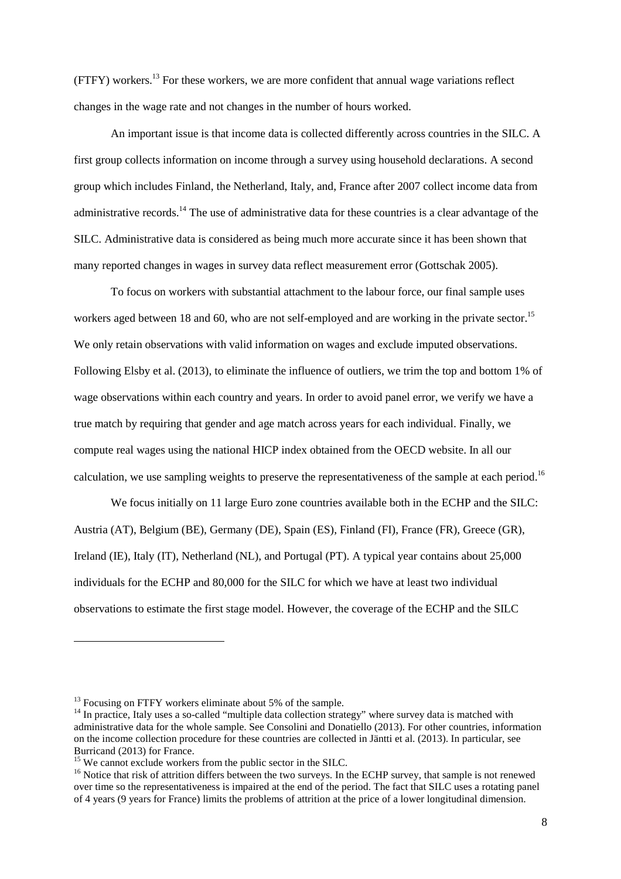(FTFY) workers.[13] For these workers, we are more confident that annual wage variations reflect changes in the wage rate and not changes in the number of hours worked.

An important issue is that income data is collected differently across countries in the SILC. A first group collects information on income through a survey using household declarations. A second group which includes Finland, the Netherland, Italy, and, France after 2007 collect income data from administrative records.[14] The use of administrative data for these countries is a clear advantage of the SILC. Administrative data is considered as being much more accurate since it has been shown that many reported changes in wages in survey data reflect measurement error (Gottschak 2005).

To focus on workers with substantial attachment to the labour force, our final sample uses workers aged between 18 and 60, who are not self-employed and are working in the private sector.[15] We only retain observations with valid information on wages and exclude imputed observations. Following Elsby et al. (2013), to eliminate the influence of outliers, we trim the top and bottom 1% of wage observations within each country and years. In order to avoid panel error, we verify we have a true match by requiring that gender and age match across years for each individual. Finally, we compute real wages using the national HICP index obtained from the OECD website. In all our calculation, we use sampling weights to preserve the representativeness of the sample at each period.[16]

We focus initially on 11 large Euro zone countries available both in the ECHP and the SILC: Austria (AT), Belgium (BE), Germany (DE), Spain (ES), Finland (FI), France (FR), Greece (GR), Ireland (IE), Italy (IT), Netherland (NL), and Portugal (PT). A typical year contains about 25,000 individuals for the ECHP and 80,000 for the SILC for which we have at least two individual observations to estimate the first stage model. However, the coverage of the ECHP and the SILC

---

[13] Focusing on FTFY workers eliminate about 5% of the sample.

[14] In practice, Italy uses a so-called "multiple data collection strategy" where survey data is matched with administrative data for the whole sample. See Consolini and Donatiello (2013). For other countries, information on the income collection procedure for these countries are collected in Jäntti et al. (2013). In particular, see Burricand (2013) for France.

[15] We cannot exclude workers from the public sector in the SILC.

[16] Notice that risk of attrition differs between the two surveys. In the ECHP survey, that sample is not renewed over time so the representativeness is impaired at the end of the period. The fact that SILC uses a rotating panel of 4 years (9 years for France) limits the problems of attrition at the price of a lower longitudinal dimension.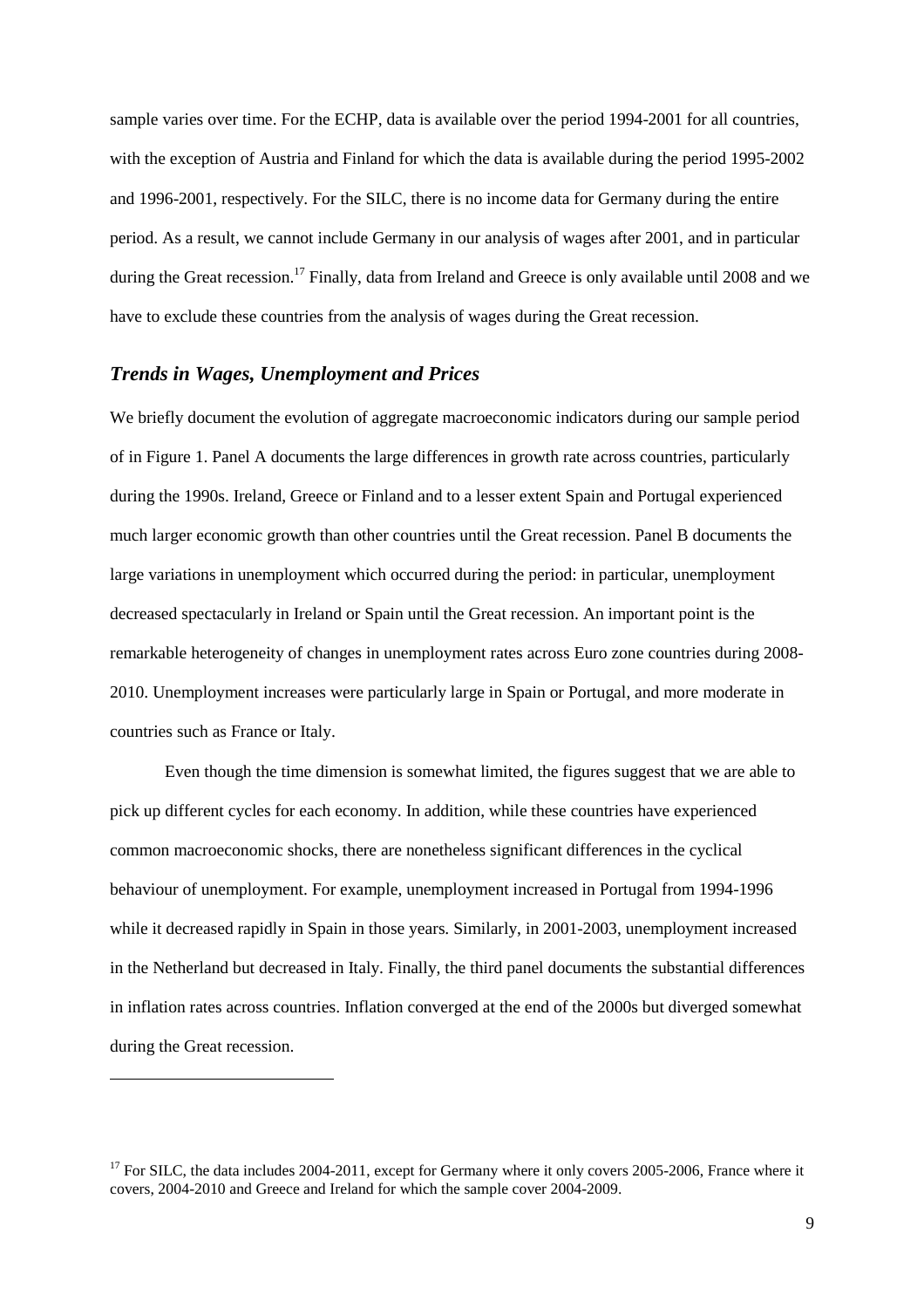sample varies over time. For the ECHP, data is available over the period 1994-2001 for all countries, with the exception of Austria and Finland for which the data is available during the period 1995-2002 and 1996-2001, respectively. For the SILC, there is no income data for Germany during the entire period. As a result, we cannot include Germany in our analysis of wages after 2001, and in particular during the Great recession.[17] Finally, data from Ireland and Greece is only available until 2008 and we have to exclude these countries from the analysis of wages during the Great recession.

### *Trends in Wages, Unemployment and Prices*

We briefly document the evolution of aggregate macroeconomic indicators during our sample period of in Figure 1. Panel A documents the large differences in growth rate across countries, particularly during the 1990s. Ireland, Greece or Finland and to a lesser extent Spain and Portugal experienced much larger economic growth than other countries until the Great recession. Panel B documents the large variations in unemployment which occurred during the period: in particular, unemployment decreased spectacularly in Ireland or Spain until the Great recession. An important point is the remarkable heterogeneity of changes in unemployment rates across Euro zone countries during 2008-2010. Unemployment increases were particularly large in Spain or Portugal, and more moderate in countries such as France or Italy.

Even though the time dimension is somewhat limited, the figures suggest that we are able to pick up different cycles for each economy. In addition, while these countries have experienced common macroeconomic shocks, there are nonetheless significant differences in the cyclical behaviour of unemployment. For example, unemployment increased in Portugal from 1994-1996 while it decreased rapidly in Spain in those years. Similarly, in 2001-2003, unemployment increased in the Netherland but decreased in Italy. Finally, the third panel documents the substantial differences in inflation rates across countries. Inflation converged at the end of the 2000s but diverged somewhat during the Great recession.

[17] For SILC, the data includes 2004-2011, except for Germany where it only covers 2005-2006, France where it covers, 2004-2010 and Greece and Ireland for which the sample cover 2004-2009.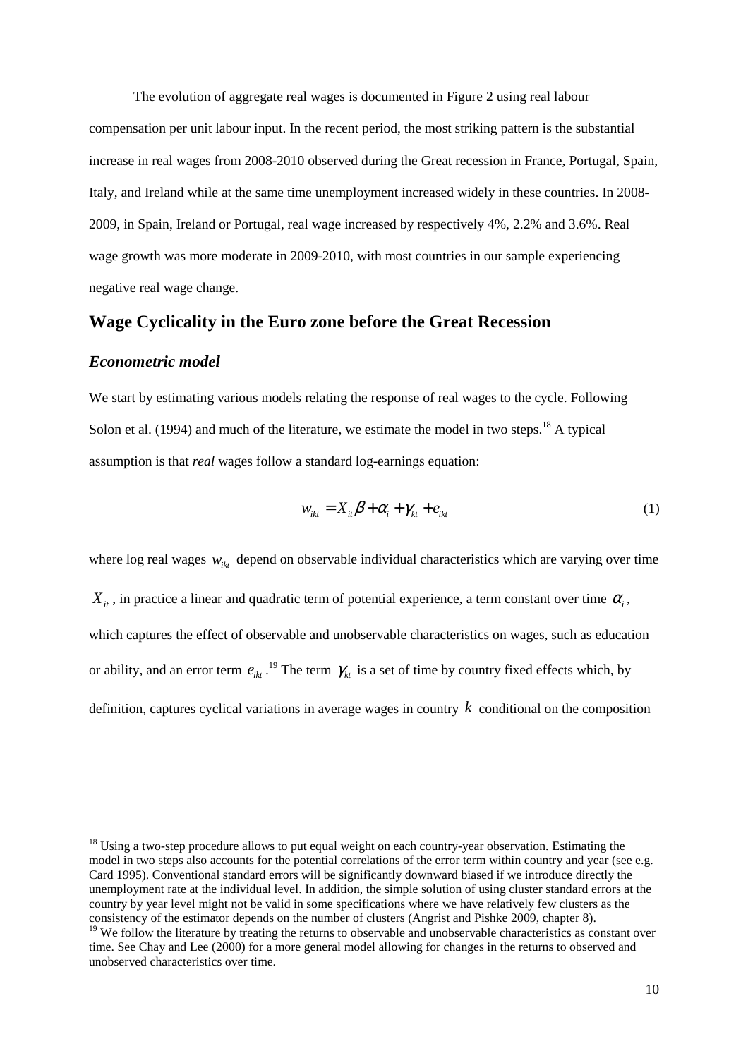The evolution of aggregate real wages is documented in Figure 2 using real labour compensation per unit labour input. In the recent period, the most striking pattern is the substantial increase in real wages from 2008-2010 observed during the Great recession in France, Portugal, Spain, Italy, and Ireland while at the same time unemployment increased widely in these countries. In 2008-2009, in Spain, Ireland or Portugal, real wage increased by respectively 4%, 2.2% and 3.6%. Real wage growth was more moderate in 2009-2010, with most countries in our sample experiencing negative real wage change.

## Wage Cyclicality in the Euro zone before the Great Recession

### *Econometric model*

We start by estimating various models relating the response of real wages to the cycle. Following Solon et al. (1994) and much of the literature, we estimate the model in two steps.[18] A typical assumption is that *real* wages follow a standard log-earnings equation:

$$w_{ikt} = X_{it}\beta + \alpha_i + \gamma_{kt} + e_{ikt} \tag{1}$$

where log real wages $w_{ikt}$ depend on observable individual characteristics which are varying over time $X_{it}$, in practice a linear and quadratic term of potential experience, a term constant over time $\alpha_i$, which captures the effect of observable and unobservable characteristics on wages, such as education or ability, and an error term $e_{ikt}$.[19] The term $\gamma_{kt}$ is a set of time by country fixed effects which, by definition, captures cyclical variations in average wages in country $k$ conditional on the composition

---

[18] Using a two-step procedure allows to put equal weight on each country-year observation. Estimating the model in two steps also accounts for the potential correlations of the error term within country and year (see e.g. Card 1995). Conventional standard errors will be significantly downward biased if we introduce directly the unemployment rate at the individual level. In addition, the simple solution of using cluster standard errors at the country by year level might not be valid in some specifications where we have relatively few clusters as the consistency of the estimator depends on the number of clusters (Angrist and Pishke 2009, chapter 8).

[19] We follow the literature by treating the returns to observable and unobservable characteristics as constant over time. See Chay and Lee (2000) for a more general model allowing for changes in the returns to observed and unobserved characteristics over time.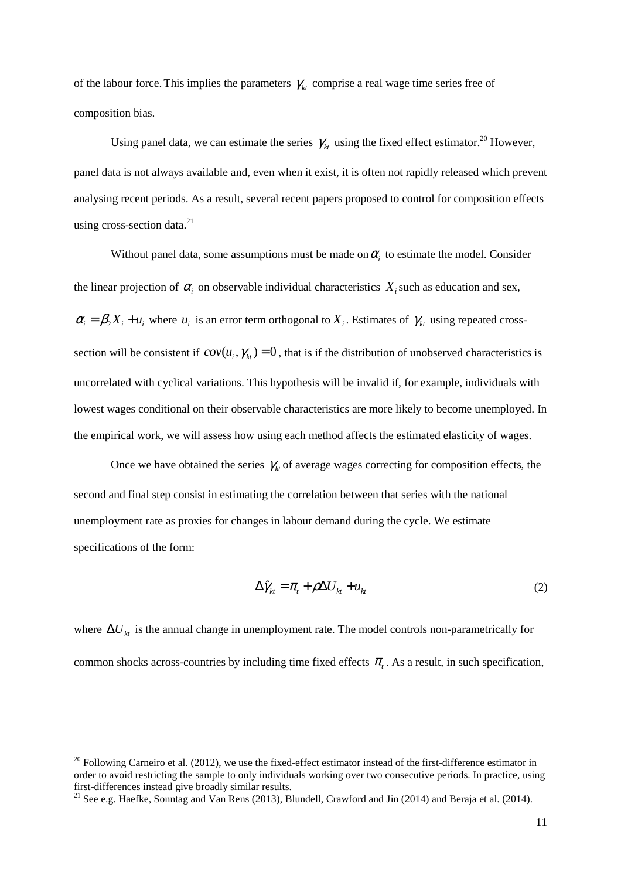of the labour force. This implies the parameters $\gamma_{kt}$ comprise a real wage time series free of composition bias.

Using panel data, we can estimate the series $\gamma_{kt}$ using the fixed effect estimator.[20] However, panel data is not always available and, even when it exist, it is often not rapidly released which prevent analysing recent periods. As a result, several recent papers proposed to control for composition effects using cross-section data.[21]

Without panel data, some assumptions must be made on $\alpha_i$ to estimate the model. Consider the linear projection of $\alpha_i$ on observable individual characteristics $X_i$ such as education and sex, $\alpha_i = \beta_2 X_i + u_i$ where $u_i$ is an error term orthogonal to $X_i$. Estimates of $\gamma_{kt}$ using repeated cross-section will be consistent if $cov(u_i, \gamma_{kt}) = 0$, that is if the distribution of unobserved characteristics is uncorrelated with cyclical variations. This hypothesis will be invalid if, for example, individuals with lowest wages conditional on their observable characteristics are more likely to become unemployed. In the empirical work, we will assess how using each method affects the estimated elasticity of wages.

Once we have obtained the series $\gamma_{kt}$ of average wages correcting for composition effects, the second and final step consist in estimating the correlation between that series with the national unemployment rate as proxies for changes in labour demand during the cycle. We estimate specifications of the form:

$$\Delta \hat{\gamma}_{kt} = \pi_t + \rho \Delta U_{kt} + u_{kt} \tag{2}$$

where $\Delta U_{kt}$ is the annual change in unemployment rate. The model controls non-parametrically for common shocks across-countries by including time fixed effects $\pi_t$. As a result, in such specification,

---

[20] Following Carneiro et al. (2012), we use the fixed-effect estimator instead of the first-difference estimator in order to avoid restricting the sample to only individuals working over two consecutive periods. In practice, using first-differences instead give broadly similar results.

[21] See e.g. Haefke, Sonntag and Van Rens (2013), Blundell, Crawford and Jin (2014) and Beraja et al. (2014).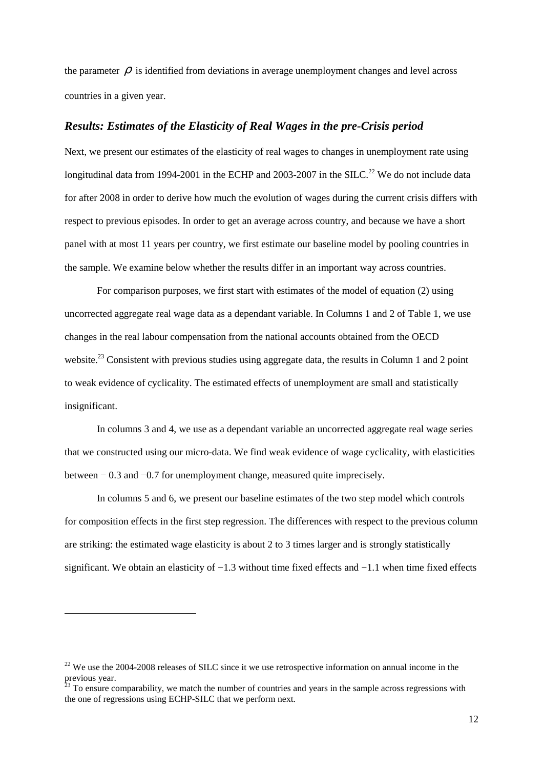the parameter $\rho$ is identified from deviations in average unemployment changes and level across countries in a given year.

### *Results: Estimates of the Elasticity of Real Wages in the pre-Crisis period*

Next, we present our estimates of the elasticity of real wages to changes in unemployment rate using longitudinal data from 1994-2001 in the ECHP and 2003-2007 in the SILC.[22] We do not include data for after 2008 in order to derive how much the evolution of wages during the current crisis differs with respect to previous episodes. In order to get an average across country, and because we have a short panel with at most 11 years per country, we first estimate our baseline model by pooling countries in the sample. We examine below whether the results differ in an important way across countries.

For comparison purposes, we first start with estimates of the model of equation (2) using uncorrected aggregate real wage data as a dependant variable. In Columns 1 and 2 of Table 1, we use changes in the real labour compensation from the national accounts obtained from the OECD website.[23] Consistent with previous studies using aggregate data, the results in Column 1 and 2 point to weak evidence of cyclicality. The estimated effects of unemployment are small and statistically insignificant.

In columns 3 and 4, we use as a dependant variable an uncorrected aggregate real wage series that we constructed using our micro-data. We find weak evidence of wage cyclicality, with elasticities between − 0.3 and −0.7 for unemployment change, measured quite imprecisely.

In columns 5 and 6, we present our baseline estimates of the two step model which controls for composition effects in the first step regression. The differences with respect to the previous column are striking: the estimated wage elasticity is about 2 to 3 times larger and is strongly statistically significant. We obtain an elasticity of −1.3 without time fixed effects and −1.1 when time fixed effects

---

[22] We use the 2004-2008 releases of SILC since it we use retrospective information on annual income in the previous year.

[23] To ensure comparability, we match the number of countries and years in the sample across regressions with the one of regressions using ECHP-SILC that we perform next.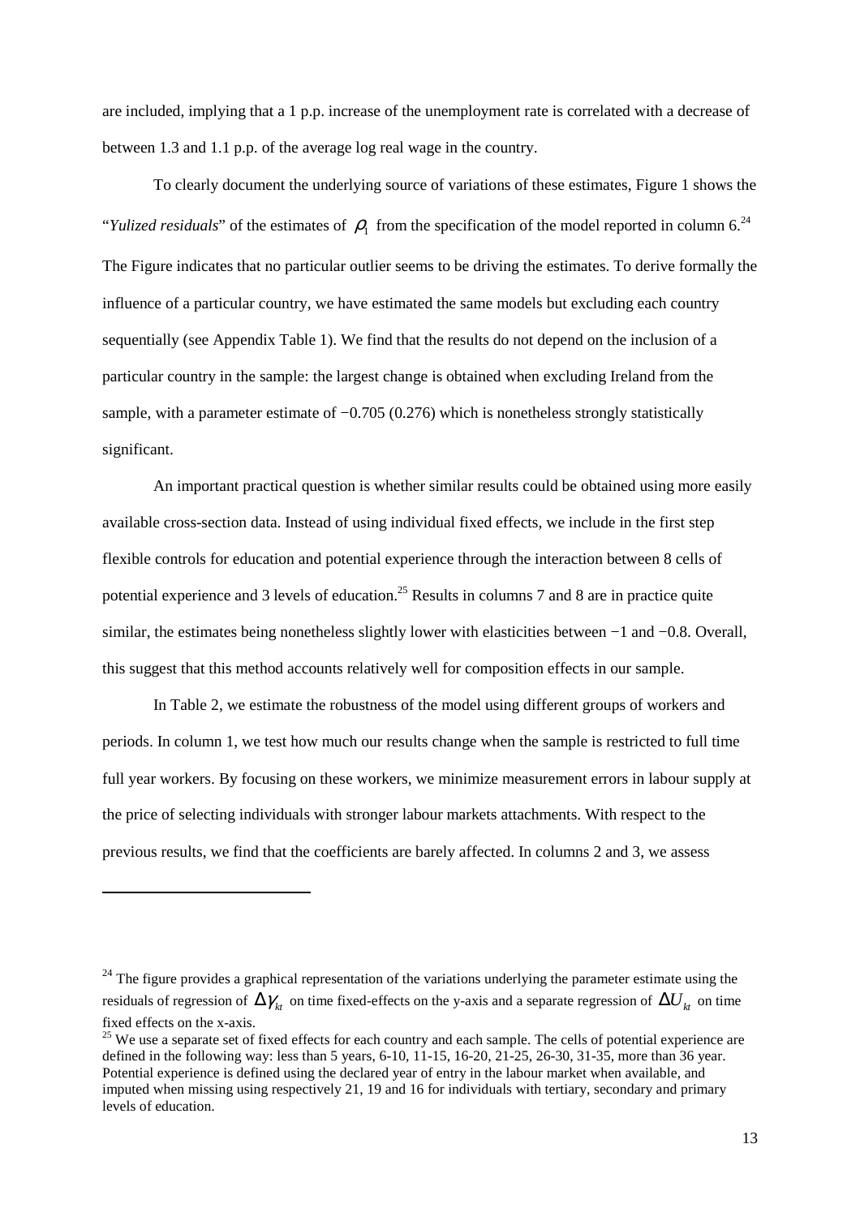are included, implying that a 1 p.p. increase of the unemployment rate is correlated with a decrease of between 1.3 and 1.1 p.p. of the average log real wage in the country.

To clearly document the underlying source of variations of these estimates, Figure 1 shows the "*Yulized residuals*" of the estimates of $\rho_1$ from the specification of the model reported in column 6.[24] The Figure indicates that no particular outlier seems to be driving the estimates. To derive formally the influence of a particular country, we have estimated the same models but excluding each country sequentially (see Appendix Table 1). We find that the results do not depend on the inclusion of a particular country in the sample: the largest change is obtained when excluding Ireland from the sample, with a parameter estimate of −0.705 (0.276) which is nonetheless strongly statistically significant.

An important practical question is whether similar results could be obtained using more easily available cross-section data. Instead of using individual fixed effects, we include in the first step flexible controls for education and potential experience through the interaction between 8 cells of potential experience and 3 levels of education.[25] Results in columns 7 and 8 are in practice quite similar, the estimates being nonetheless slightly lower with elasticities between −1 and −0.8. Overall, this suggest that this method accounts relatively well for composition effects in our sample.

In Table 2, we estimate the robustness of the model using different groups of workers and periods. In column 1, we test how much our results change when the sample is restricted to full time full year workers. By focusing on these workers, we minimize measurement errors in labour supply at the price of selecting individuals with stronger labour markets attachments. With respect to the previous results, we find that the coefficients are barely affected. In columns 2 and 3, we assess

---

[24] The figure provides a graphical representation of the variations underlying the parameter estimate using the residuals of regression of $\Delta\gamma_{kt}$ on time fixed-effects on the y-axis and a separate regression of $\Delta U_{kt}$ on time fixed effects on the x-axis.

[25] We use a separate set of fixed effects for each country and each sample. The cells of potential experience are defined in the following way: less than 5 years, 6-10, 11-15, 16-20, 21-25, 26-30, 31-35, more than 36 year. Potential experience is defined using the declared year of entry in the labour market when available, and imputed when missing using respectively 21, 19 and 16 for individuals with tertiary, secondary and primary levels of education.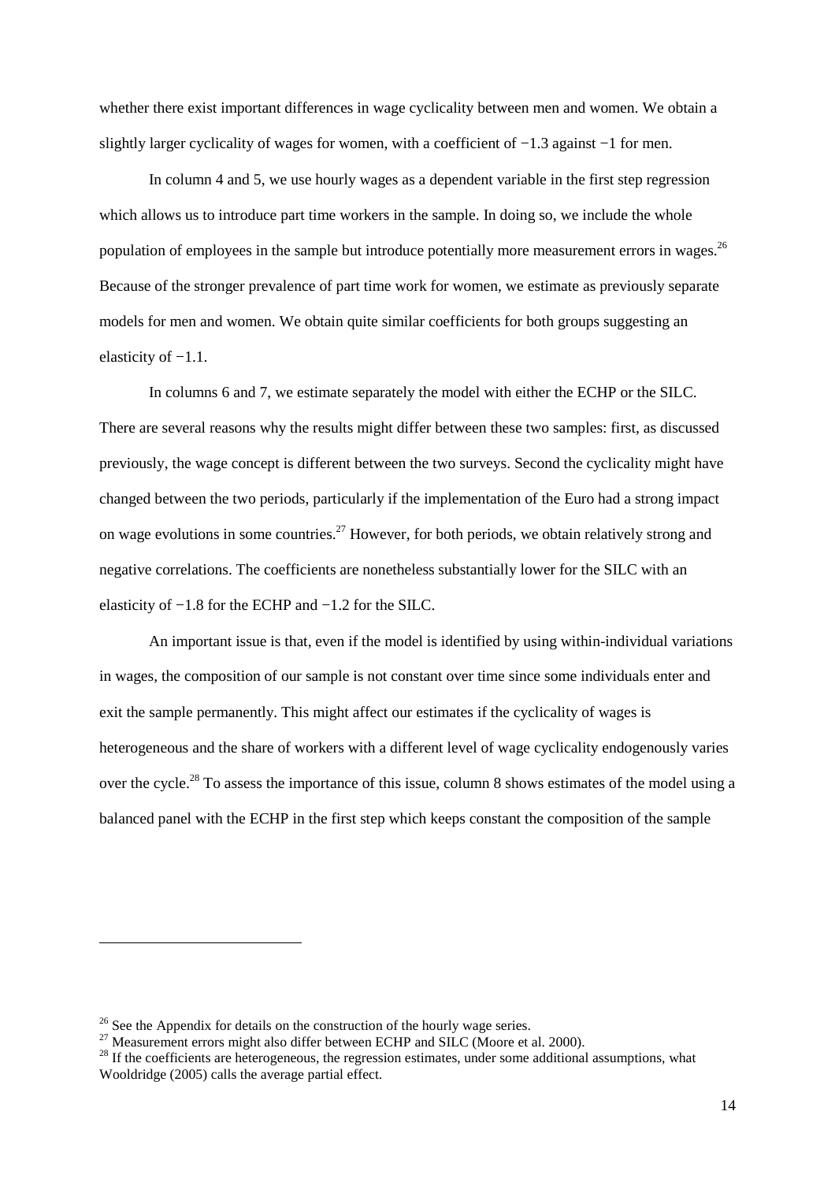whether there exist important differences in wage cyclicality between men and women. We obtain a slightly larger cyclicality of wages for women, with a coefficient of −1.3 against −1 for men.

In column 4 and 5, we use hourly wages as a dependent variable in the first step regression which allows us to introduce part time workers in the sample. In doing so, we include the whole population of employees in the sample but introduce potentially more measurement errors in wages.[26] Because of the stronger prevalence of part time work for women, we estimate as previously separate models for men and women. We obtain quite similar coefficients for both groups suggesting an elasticity of −1.1.

In columns 6 and 7, we estimate separately the model with either the ECHP or the SILC. There are several reasons why the results might differ between these two samples: first, as discussed previously, the wage concept is different between the two surveys. Second the cyclicality might have changed between the two periods, particularly if the implementation of the Euro had a strong impact on wage evolutions in some countries.[27] However, for both periods, we obtain relatively strong and negative correlations. The coefficients are nonetheless substantially lower for the SILC with an elasticity of −1.8 for the ECHP and −1.2 for the SILC.

An important issue is that, even if the model is identified by using within-individual variations in wages, the composition of our sample is not constant over time since some individuals enter and exit the sample permanently. This might affect our estimates if the cyclicality of wages is heterogeneous and the share of workers with a different level of wage cyclicality endogenously varies over the cycle.[28] To assess the importance of this issue, column 8 shows estimates of the model using a balanced panel with the ECHP in the first step which keeps constant the composition of the sample

---

[26] See the Appendix for details on the construction of the hourly wage series.

[27] Measurement errors might also differ between ECHP and SILC (Moore et al. 2000).

[28] If the coefficients are heterogeneous, the regression estimates, under some additional assumptions, what Wooldridge (2005) calls the average partial effect.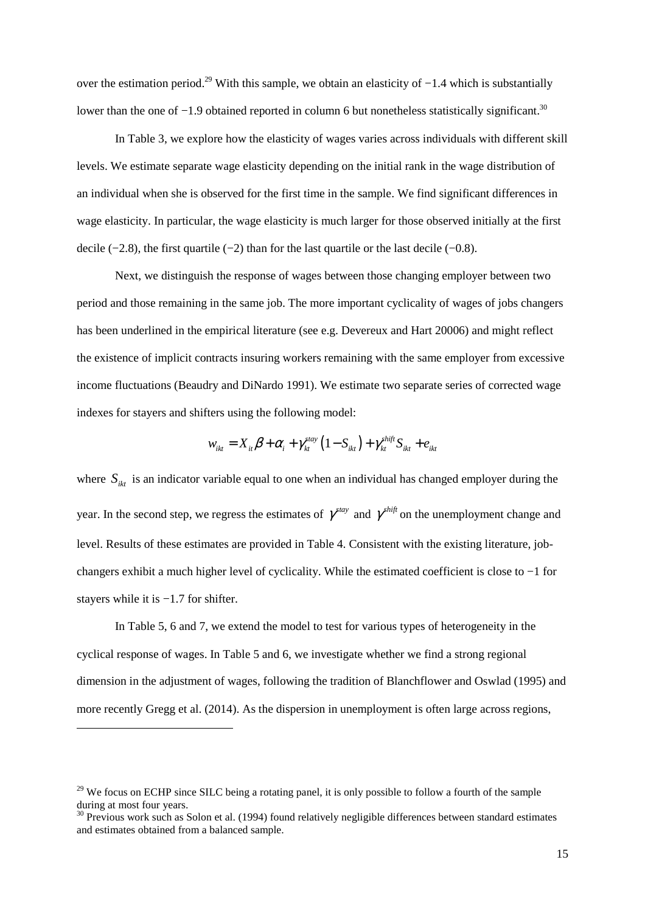over the estimation period.[29] With this sample, we obtain an elasticity of −1.4 which is substantially lower than the one of −1.9 obtained reported in column 6 but nonetheless statistically significant.[30]

In Table 3, we explore how the elasticity of wages varies across individuals with different skill levels. We estimate separate wage elasticity depending on the initial rank in the wage distribution of an individual when she is observed for the first time in the sample. We find significant differences in wage elasticity. In particular, the wage elasticity is much larger for those observed initially at the first decile (−2.8), the first quartile (−2) than for the last quartile or the last decile (−0.8).

Next, we distinguish the response of wages between those changing employer between two period and those remaining in the same job. The more important cyclicality of wages of jobs changers has been underlined in the empirical literature (see e.g. Devereux and Hart 20006) and might reflect the existence of implicit contracts insuring workers remaining with the same employer from excessive income fluctuations (Beaudry and DiNardo 1991). We estimate two separate series of corrected wage indexes for stayers and shifters using the following model:

$$w_{ikt} = X_{it}\beta + \alpha_i + \gamma_{kt}^{stay}\left(1 - S_{ikt}\right) + \gamma_{kt}^{shift} S_{ikt} + e_{ikt}$$

where $S_{ikt}$ is an indicator variable equal to one when an individual has changed employer during the year. In the second step, we regress the estimates of $\gamma^{stay}$ and $\gamma^{shift}$ on the unemployment change and level. Results of these estimates are provided in Table 4. Consistent with the existing literature, job-changers exhibit a much higher level of cyclicality. While the estimated coefficient is close to −1 for stayers while it is −1.7 for shifter.

In Table 5, 6 and 7, we extend the model to test for various types of heterogeneity in the cyclical response of wages. In Table 5 and 6, we investigate whether we find a strong regional dimension in the adjustment of wages, following the tradition of Blanchflower and Oswlad (1995) and more recently Gregg et al. (2014). As the dispersion in unemployment is often large across regions,

[29] We focus on ECHP since SILC being a rotating panel, it is only possible to follow a fourth of the sample during at most four years.

[30] Previous work such as Solon et al. (1994) found relatively negligible differences between standard estimates and estimates obtained from a balanced sample.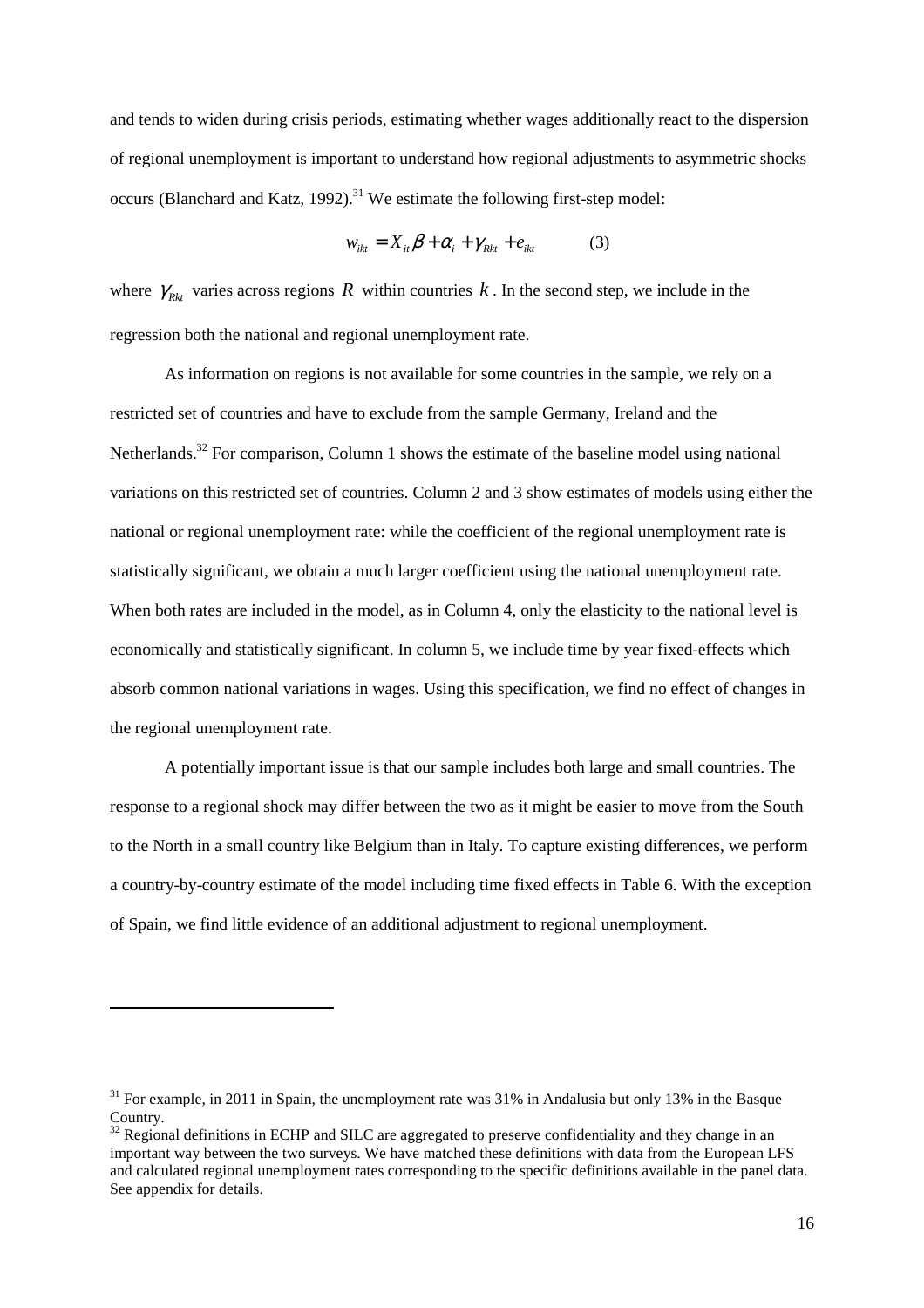and tends to widen during crisis periods, estimating whether wages additionally react to the dispersion of regional unemployment is important to understand how regional adjustments to asymmetric shocks occurs (Blanchard and Katz, 1992).[31] We estimate the following first-step model:

$$w_{ikt} = X_{it}\beta + \alpha_i + \gamma_{Rkt} + e_{ikt} \qquad (3)$$

where $\gamma_{Rkt}$ varies across regions $R$ within countries $k$. In the second step, we include in the regression both the national and regional unemployment rate.

As information on regions is not available for some countries in the sample, we rely on a restricted set of countries and have to exclude from the sample Germany, Ireland and the Netherlands.[32] For comparison, Column 1 shows the estimate of the baseline model using national variations on this restricted set of countries. Column 2 and 3 show estimates of models using either the national or regional unemployment rate: while the coefficient of the regional unemployment rate is statistically significant, we obtain a much larger coefficient using the national unemployment rate. When both rates are included in the model, as in Column 4, only the elasticity to the national level is economically and statistically significant. In column 5, we include time by year fixed-effects which absorb common national variations in wages. Using this specification, we find no effect of changes in the regional unemployment rate.

A potentially important issue is that our sample includes both large and small countries. The response to a regional shock may differ between the two as it might be easier to move from the South to the North in a small country like Belgium than in Italy. To capture existing differences, we perform a country-by-country estimate of the model including time fixed effects in Table 6. With the exception of Spain, we find little evidence of an additional adjustment to regional unemployment.

---

[31] For example, in 2011 in Spain, the unemployment rate was 31% in Andalusia but only 13% in the Basque Country.

[32] Regional definitions in ECHP and SILC are aggregated to preserve confidentiality and they change in an important way between the two surveys. We have matched these definitions with data from the European LFS and calculated regional unemployment rates corresponding to the specific definitions available in the panel data. See appendix for details.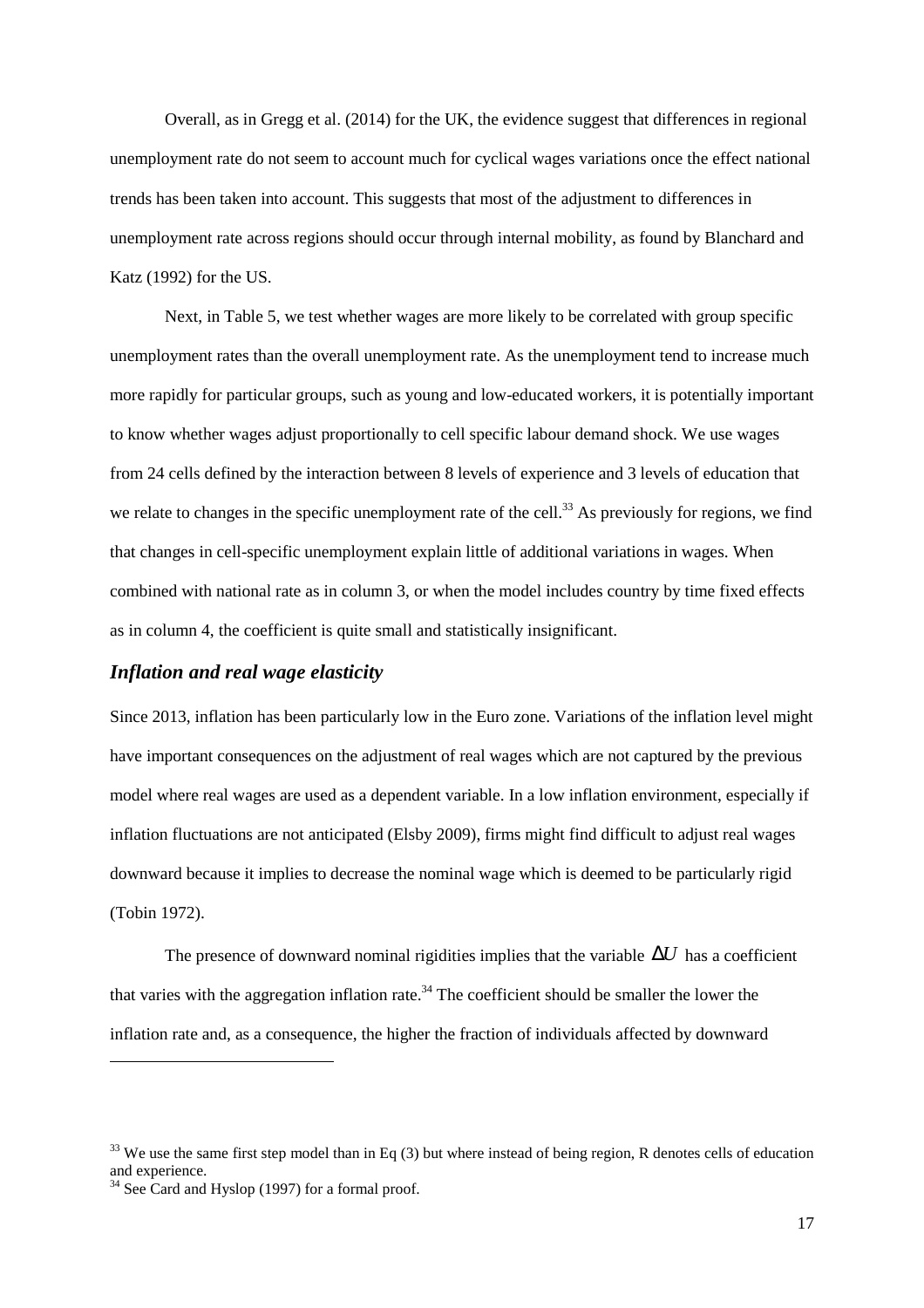Overall, as in Gregg et al. (2014) for the UK, the evidence suggest that differences in regional unemployment rate do not seem to account much for cyclical wages variations once the effect national trends has been taken into account. This suggests that most of the adjustment to differences in unemployment rate across regions should occur through internal mobility, as found by Blanchard and Katz (1992) for the US.

Next, in Table 5, we test whether wages are more likely to be correlated with group specific unemployment rates than the overall unemployment rate. As the unemployment tend to increase much more rapidly for particular groups, such as young and low-educated workers, it is potentially important to know whether wages adjust proportionally to cell specific labour demand shock. We use wages from 24 cells defined by the interaction between 8 levels of experience and 3 levels of education that we relate to changes in the specific unemployment rate of the cell.[33] As previously for regions, we find that changes in cell-specific unemployment explain little of additional variations in wages. When combined with national rate as in column 3, or when the model includes country by time fixed effects as in column 4, the coefficient is quite small and statistically insignificant.

### *Inflation and real wage elasticity*

Since 2013, inflation has been particularly low in the Euro zone. Variations of the inflation level might have important consequences on the adjustment of real wages which are not captured by the previous model where real wages are used as a dependent variable. In a low inflation environment, especially if inflation fluctuations are not anticipated (Elsby 2009), firms might find difficult to adjust real wages downward because it implies to decrease the nominal wage which is deemed to be particularly rigid (Tobin 1972).

The presence of downward nominal rigidities implies that the variable $\Delta U$ has a coefficient that varies with the aggregation inflation rate.[34] The coefficient should be smaller the lower the inflation rate and, as a consequence, the higher the fraction of individuals affected by downward

---

[33] We use the same first step model than in Eq (3) but where instead of being region, R denotes cells of education and experience.

[34] See Card and Hyslop (1997) for a formal proof.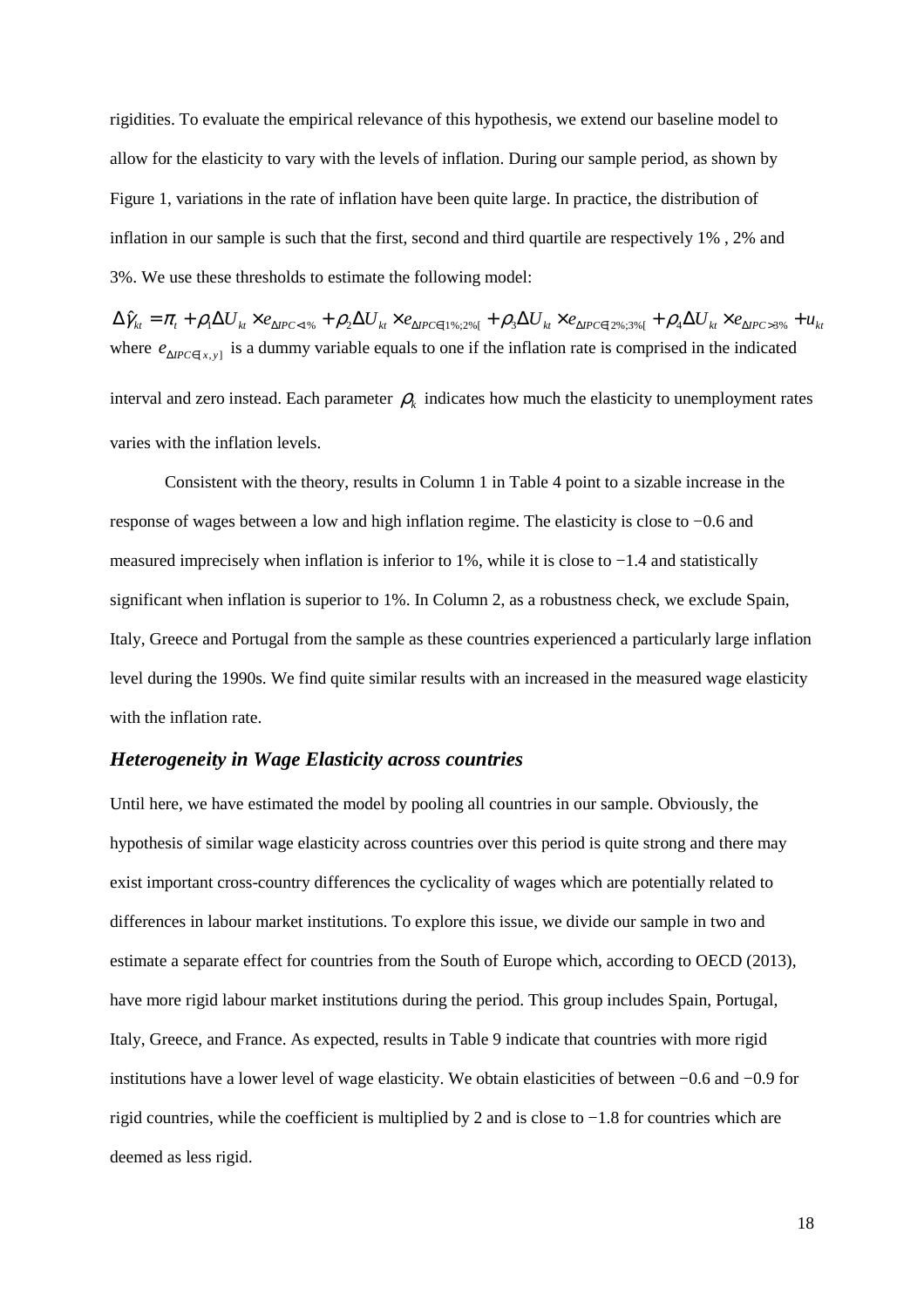rigidities. To evaluate the empirical relevance of this hypothesis, we extend our baseline model to allow for the elasticity to vary with the levels of inflation. During our sample period, as shown by Figure 1, variations in the rate of inflation have been quite large. In practice, the distribution of inflation in our sample is such that the first, second and third quartile are respectively 1% , 2% and 3%. We use these thresholds to estimate the following model:

$$\Delta\hat{\gamma}_{kt} = \pi_t + \rho_1 \Delta U_{kt} \times e_{\Delta IPC<1\%} + \rho_2 \Delta U_{kt} \times e_{\Delta IPC\in[1\%;2\%[} + \rho_3 \Delta U_{kt} \times e_{\Delta IPC\in[2\%;3\%[} + \rho_4 \Delta U_{kt} \times e_{\Delta IPC>3\%} + u_{kt}$$

where $e_{\Delta IPC\in[x,y]}$ is a dummy variable equals to one if the inflation rate is comprised in the indicated interval and zero instead. Each parameter $\rho_k$ indicates how much the elasticity to unemployment rates varies with the inflation levels.

Consistent with the theory, results in Column 1 in Table 4 point to a sizable increase in the response of wages between a low and high inflation regime. The elasticity is close to −0.6 and measured imprecisely when inflation is inferior to 1%, while it is close to −1.4 and statistically significant when inflation is superior to 1%. In Column 2, as a robustness check, we exclude Spain, Italy, Greece and Portugal from the sample as these countries experienced a particularly large inflation level during the 1990s. We find quite similar results with an increased in the measured wage elasticity with the inflation rate.

### *Heterogeneity in Wage Elasticity across countries*

Until here, we have estimated the model by pooling all countries in our sample. Obviously, the hypothesis of similar wage elasticity across countries over this period is quite strong and there may exist important cross-country differences the cyclicality of wages which are potentially related to differences in labour market institutions. To explore this issue, we divide our sample in two and estimate a separate effect for countries from the South of Europe which, according to OECD (2013), have more rigid labour market institutions during the period. This group includes Spain, Portugal, Italy, Greece, and France. As expected, results in Table 9 indicate that countries with more rigid institutions have a lower level of wage elasticity. We obtain elasticities of between −0.6 and −0.9 for rigid countries, while the coefficient is multiplied by 2 and is close to −1.8 for countries which are deemed as less rigid.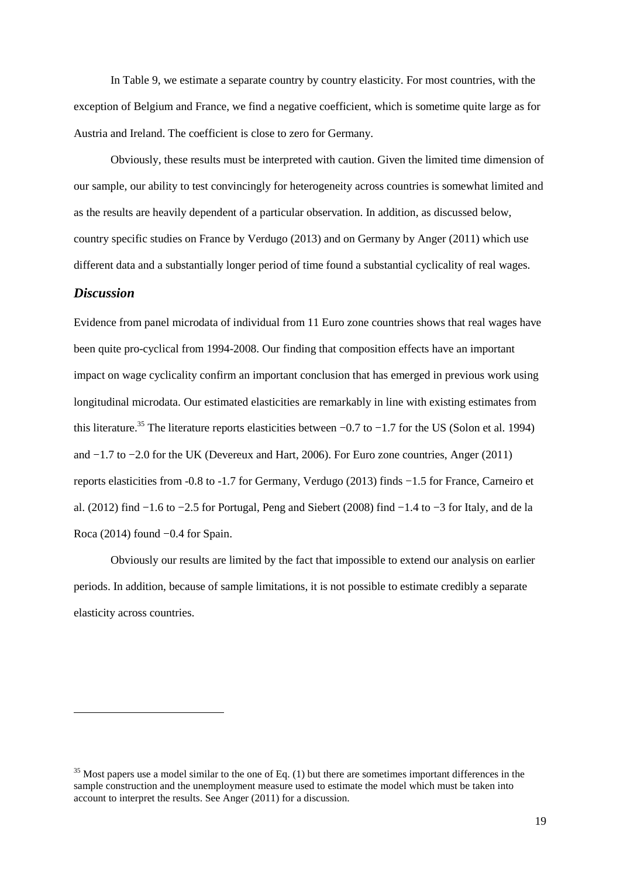In Table 9, we estimate a separate country by country elasticity. For most countries, with the exception of Belgium and France, we find a negative coefficient, which is sometime quite large as for Austria and Ireland. The coefficient is close to zero for Germany.

Obviously, these results must be interpreted with caution. Given the limited time dimension of our sample, our ability to test convincingly for heterogeneity across countries is somewhat limited and as the results are heavily dependent of a particular observation. In addition, as discussed below, country specific studies on France by Verdugo (2013) and on Germany by Anger (2011) which use different data and a substantially longer period of time found a substantial cyclicality of real wages.

### *Discussion*

Evidence from panel microdata of individual from 11 Euro zone countries shows that real wages have been quite pro-cyclical from 1994-2008. Our finding that composition effects have an important impact on wage cyclicality confirm an important conclusion that has emerged in previous work using longitudinal microdata. Our estimated elasticities are remarkably in line with existing estimates from this literature.[35] The literature reports elasticities between −0.7 to −1.7 for the US (Solon et al. 1994) and −1.7 to −2.0 for the UK (Devereux and Hart, 2006). For Euro zone countries, Anger (2011) reports elasticities from -0.8 to -1.7 for Germany, Verdugo (2013) finds −1.5 for France, Carneiro et al. (2012) find −1.6 to −2.5 for Portugal, Peng and Siebert (2008) find −1.4 to −3 for Italy, and de la Roca (2014) found −0.4 for Spain.

Obviously our results are limited by the fact that impossible to extend our analysis on earlier periods. In addition, because of sample limitations, it is not possible to estimate credibly a separate elasticity across countries.

---

[35] Most papers use a model similar to the one of Eq. (1) but there are sometimes important differences in the sample construction and the unemployment measure used to estimate the model which must be taken into account to interpret the results. See Anger (2011) for a discussion.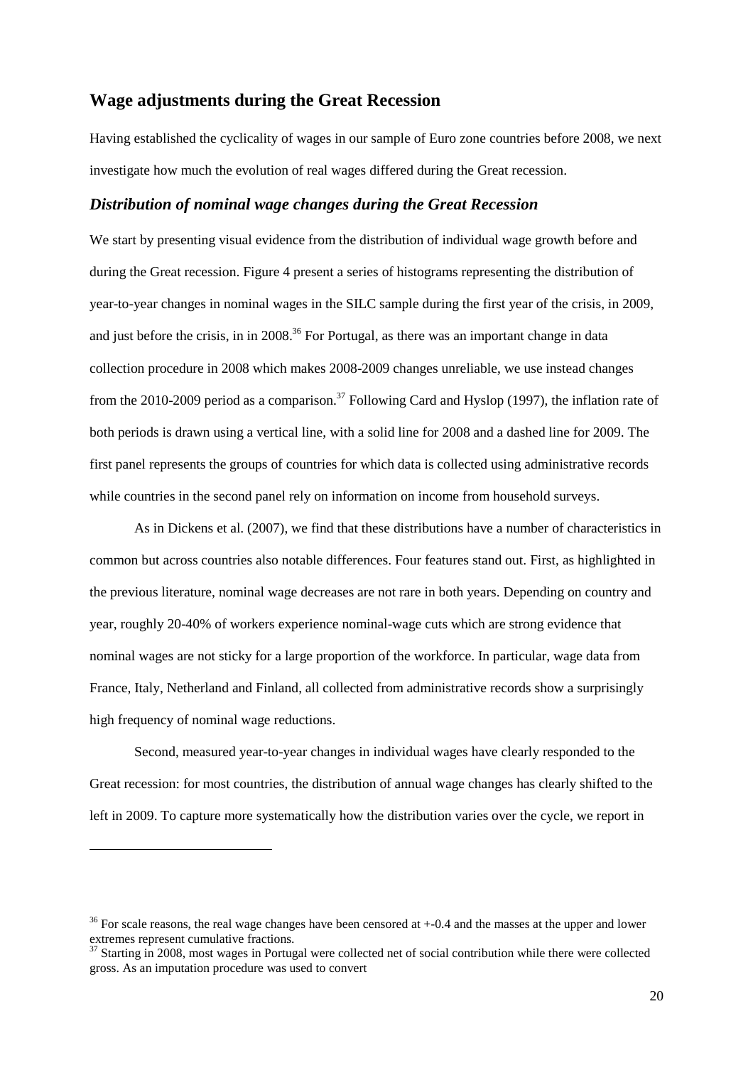## Wage adjustments during the Great Recession

Having established the cyclicality of wages in our sample of Euro zone countries before 2008, we next investigate how much the evolution of real wages differed during the Great recession.

### *Distribution of nominal wage changes during the Great Recession*

We start by presenting visual evidence from the distribution of individual wage growth before and during the Great recession. Figure 4 present a series of histograms representing the distribution of year-to-year changes in nominal wages in the SILC sample during the first year of the crisis, in 2009, and just before the crisis, in in 2008.[36] For Portugal, as there was an important change in data collection procedure in 2008 which makes 2008-2009 changes unreliable, we use instead changes from the 2010-2009 period as a comparison.[37] Following Card and Hyslop (1997), the inflation rate of both periods is drawn using a vertical line, with a solid line for 2008 and a dashed line for 2009. The first panel represents the groups of countries for which data is collected using administrative records while countries in the second panel rely on information on income from household surveys.

As in Dickens et al. (2007), we find that these distributions have a number of characteristics in common but across countries also notable differences. Four features stand out. First, as highlighted in the previous literature, nominal wage decreases are not rare in both years. Depending on country and year, roughly 20-40% of workers experience nominal-wage cuts which are strong evidence that nominal wages are not sticky for a large proportion of the workforce. In particular, wage data from France, Italy, Netherland and Finland, all collected from administrative records show a surprisingly high frequency of nominal wage reductions.

Second, measured year-to-year changes in individual wages have clearly responded to the Great recession: for most countries, the distribution of annual wage changes has clearly shifted to the left in 2009. To capture more systematically how the distribution varies over the cycle, we report in

---

[36] For scale reasons, the real wage changes have been censored at +-0.4 and the masses at the upper and lower extremes represent cumulative fractions.

[37] Starting in 2008, most wages in Portugal were collected net of social contribution while there were collected gross. As an imputation procedure was used to convert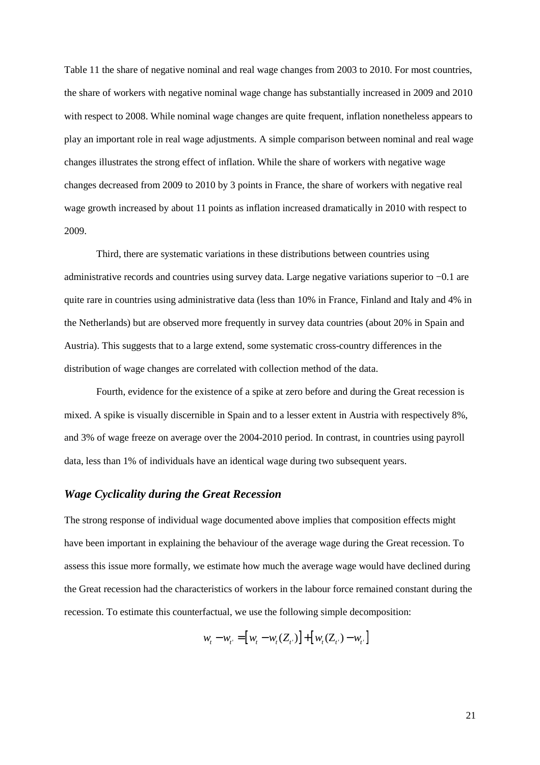Table 11 the share of negative nominal and real wage changes from 2003 to 2010. For most countries, the share of workers with negative nominal wage change has substantially increased in 2009 and 2010 with respect to 2008. While nominal wage changes are quite frequent, inflation nonetheless appears to play an important role in real wage adjustments. A simple comparison between nominal and real wage changes illustrates the strong effect of inflation. While the share of workers with negative wage changes decreased from 2009 to 2010 by 3 points in France, the share of workers with negative real wage growth increased by about 11 points as inflation increased dramatically in 2010 with respect to 2009.

Third, there are systematic variations in these distributions between countries using administrative records and countries using survey data. Large negative variations superior to −0.1 are quite rare in countries using administrative data (less than 10% in France, Finland and Italy and 4% in the Netherlands) but are observed more frequently in survey data countries (about 20% in Spain and Austria). This suggests that to a large extend, some systematic cross-country differences in the distribution of wage changes are correlated with collection method of the data.

Fourth, evidence for the existence of a spike at zero before and during the Great recession is mixed. A spike is visually discernible in Spain and to a lesser extent in Austria with respectively 8%, and 3% of wage freeze on average over the 2004-2010 period. In contrast, in countries using payroll data, less than 1% of individuals have an identical wage during two subsequent years.

### *Wage Cyclicality during the Great Recession*

The strong response of individual wage documented above implies that composition effects might have been important in explaining the behaviour of the average wage during the Great recession. To assess this issue more formally, we estimate how much the average wage would have declined during the Great recession had the characteristics of workers in the labour force remained constant during the recession. To estimate this counterfactual, we use the following simple decomposition:

$$w_t - w_{t'} = \left[ w_t - w_t(Z_{t'}) \right] + \left[ w_t(Z_{t'}) - w_{t'} \right]$$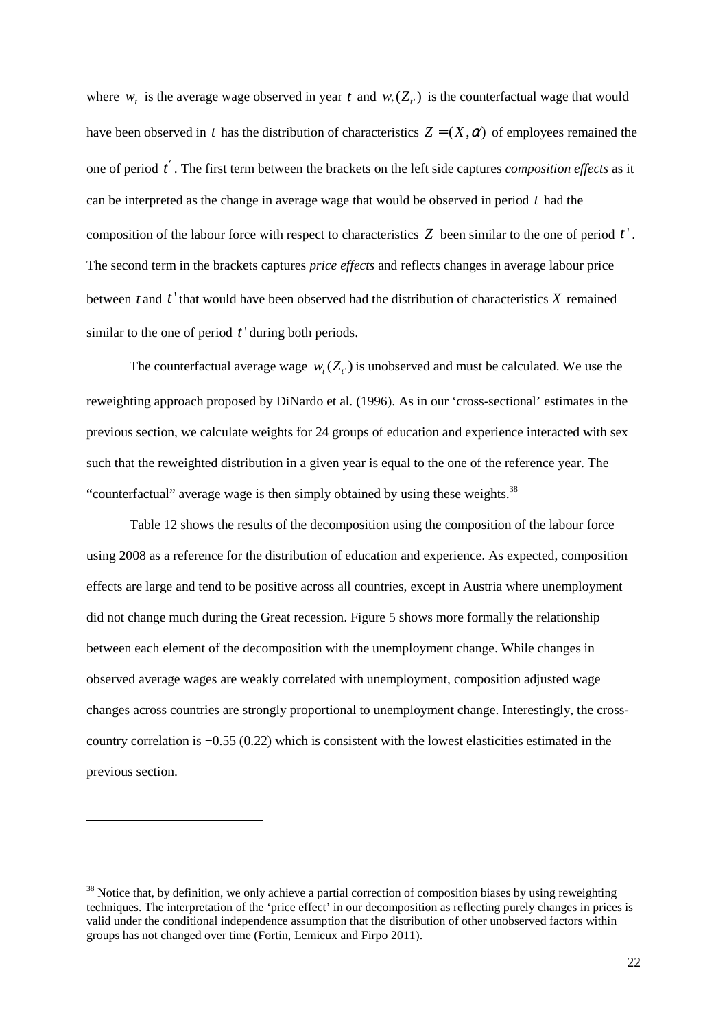where $w_t$ is the average wage observed in year $t$ and $w_t(Z_{t'})$ is the counterfactual wage that would have been observed in $t$ has the distribution of characteristics $Z = (X, \alpha)$ of employees remained the one of period $t'$. The first term between the brackets on the left side captures *composition effects* as it can be interpreted as the change in average wage that would be observed in period $t$ had the composition of the labour force with respect to characteristics $Z$ been similar to the one of period $t'$. The second term in the brackets captures *price effects* and reflects changes in average labour price between $t$ and $t'$ that would have been observed had the distribution of characteristics $X$ remained similar to the one of period $t'$ during both periods.

The counterfactual average wage $w_t(Z_{t'})$ is unobserved and must be calculated. We use the reweighting approach proposed by DiNardo et al. (1996). As in our 'cross-sectional' estimates in the previous section, we calculate weights for 24 groups of education and experience interacted with sex such that the reweighted distribution in a given year is equal to the one of the reference year. The "counterfactual" average wage is then simply obtained by using these weights.[38]

Table 12 shows the results of the decomposition using the composition of the labour force using 2008 as a reference for the distribution of education and experience. As expected, composition effects are large and tend to be positive across all countries, except in Austria where unemployment did not change much during the Great recession. Figure 5 shows more formally the relationship between each element of the decomposition with the unemployment change. While changes in observed average wages are weakly correlated with unemployment, composition adjusted wage changes across countries are strongly proportional to unemployment change. Interestingly, the cross-country correlation is −0.55 (0.22) which is consistent with the lowest elasticities estimated in the previous section.

---

[38] Notice that, by definition, we only achieve a partial correction of composition biases by using reweighting techniques. The interpretation of the 'price effect' in our decomposition as reflecting purely changes in prices is valid under the conditional independence assumption that the distribution of other unobserved factors within groups has not changed over time (Fortin, Lemieux and Firpo 2011).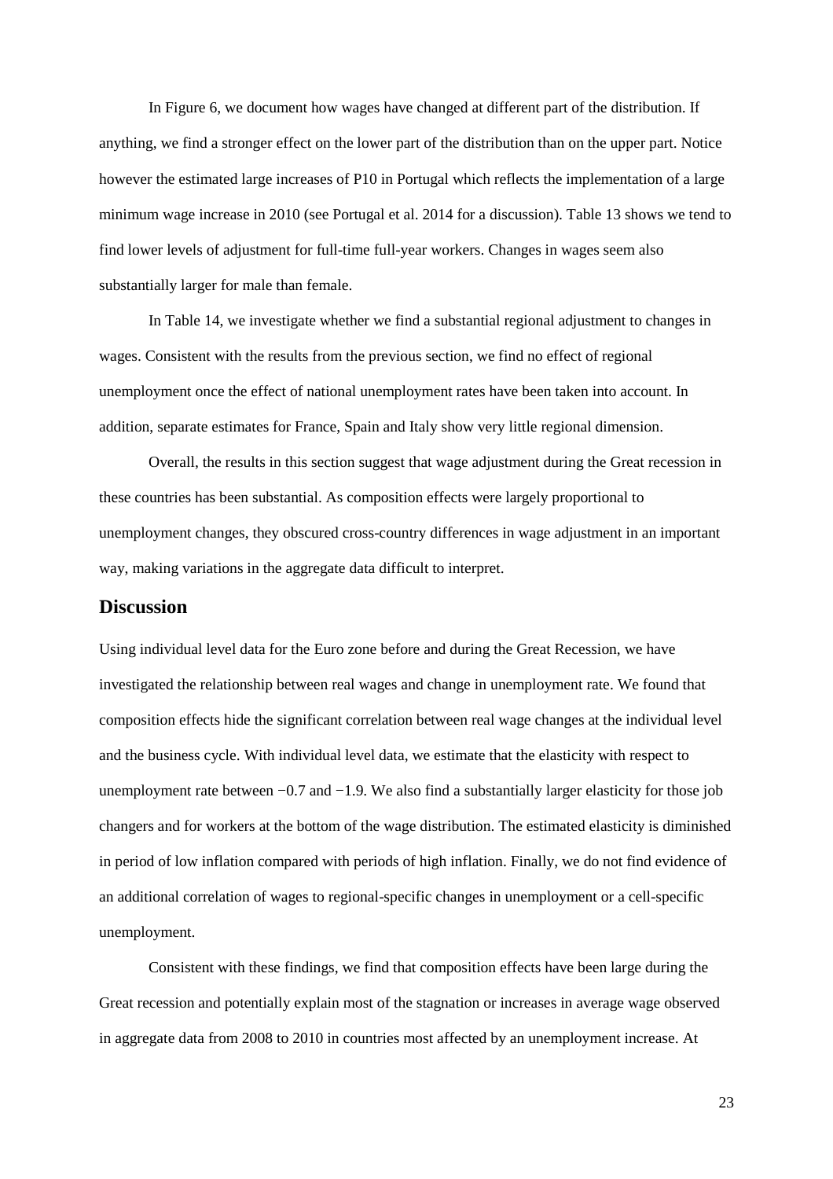In Figure 6, we document how wages have changed at different part of the distribution. If anything, we find a stronger effect on the lower part of the distribution than on the upper part. Notice however the estimated large increases of P10 in Portugal which reflects the implementation of a large minimum wage increase in 2010 (see Portugal et al. 2014 for a discussion). Table 13 shows we tend to find lower levels of adjustment for full-time full-year workers. Changes in wages seem also substantially larger for male than female.

In Table 14, we investigate whether we find a substantial regional adjustment to changes in wages. Consistent with the results from the previous section, we find no effect of regional unemployment once the effect of national unemployment rates have been taken into account. In addition, separate estimates for France, Spain and Italy show very little regional dimension.

Overall, the results in this section suggest that wage adjustment during the Great recession in these countries has been substantial. As composition effects were largely proportional to unemployment changes, they obscured cross-country differences in wage adjustment in an important way, making variations in the aggregate data difficult to interpret.

## Discussion

Using individual level data for the Euro zone before and during the Great Recession, we have investigated the relationship between real wages and change in unemployment rate. We found that composition effects hide the significant correlation between real wage changes at the individual level and the business cycle. With individual level data, we estimate that the elasticity with respect to unemployment rate between −0.7 and −1.9. We also find a substantially larger elasticity for those job changers and for workers at the bottom of the wage distribution. The estimated elasticity is diminished in period of low inflation compared with periods of high inflation. Finally, we do not find evidence of an additional correlation of wages to regional-specific changes in unemployment or a cell-specific unemployment.

Consistent with these findings, we find that composition effects have been large during the Great recession and potentially explain most of the stagnation or increases in average wage observed in aggregate data from 2008 to 2010 in countries most affected by an unemployment increase. At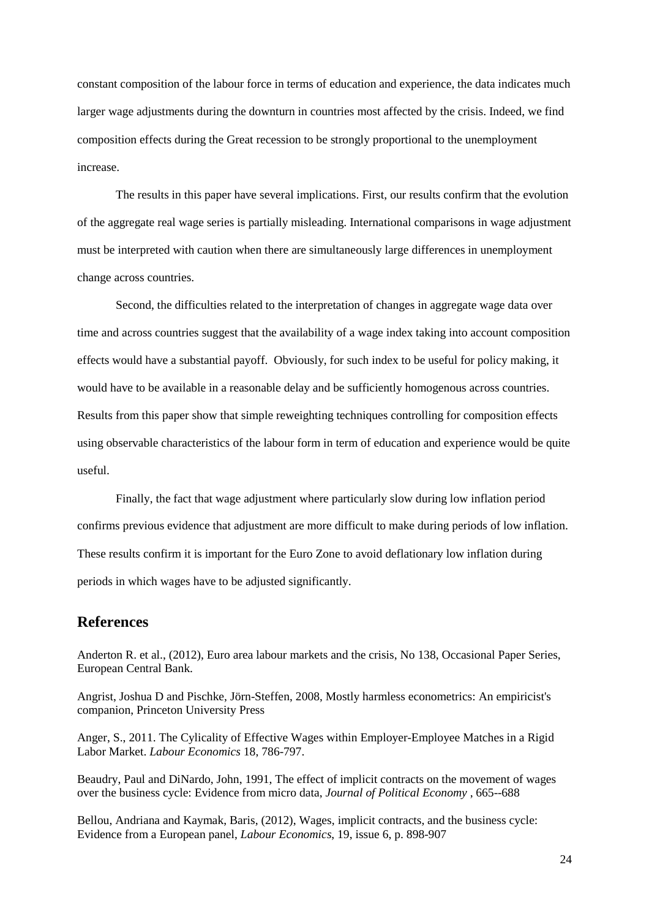constant composition of the labour force in terms of education and experience, the data indicates much larger wage adjustments during the downturn in countries most affected by the crisis. Indeed, we find composition effects during the Great recession to be strongly proportional to the unemployment increase.

The results in this paper have several implications. First, our results confirm that the evolution of the aggregate real wage series is partially misleading. International comparisons in wage adjustment must be interpreted with caution when there are simultaneously large differences in unemployment change across countries.

Second, the difficulties related to the interpretation of changes in aggregate wage data over time and across countries suggest that the availability of a wage index taking into account composition effects would have a substantial payoff. Obviously, for such index to be useful for policy making, it would have to be available in a reasonable delay and be sufficiently homogenous across countries. Results from this paper show that simple reweighting techniques controlling for composition effects using observable characteristics of the labour form in term of education and experience would be quite useful.

Finally, the fact that wage adjustment where particularly slow during low inflation period confirms previous evidence that adjustment are more difficult to make during periods of low inflation. These results confirm it is important for the Euro Zone to avoid deflationary low inflation during periods in which wages have to be adjusted significantly.

## References

Anderton R. et al., (2012), Euro area labour markets and the crisis, No 138, Occasional Paper Series, European Central Bank.

Angrist, Joshua D and Pischke, Jörn-Steffen, 2008, Mostly harmless econometrics: An empiricist's companion, Princeton University Press

Anger, S., 2011. The Cylicality of Effective Wages within Employer-Employee Matches in a Rigid Labor Market. *Labour Economics* 18, 786-797.

Beaudry, Paul and DiNardo, John, 1991, The effect of implicit contracts on the movement of wages over the business cycle: Evidence from micro data, *Journal of Political Economy* , 665--688

Bellou, Andriana and Kaymak, Baris, (2012), Wages, implicit contracts, and the business cycle: Evidence from a European panel, *Labour Economics*, 19, issue 6, p. 898-907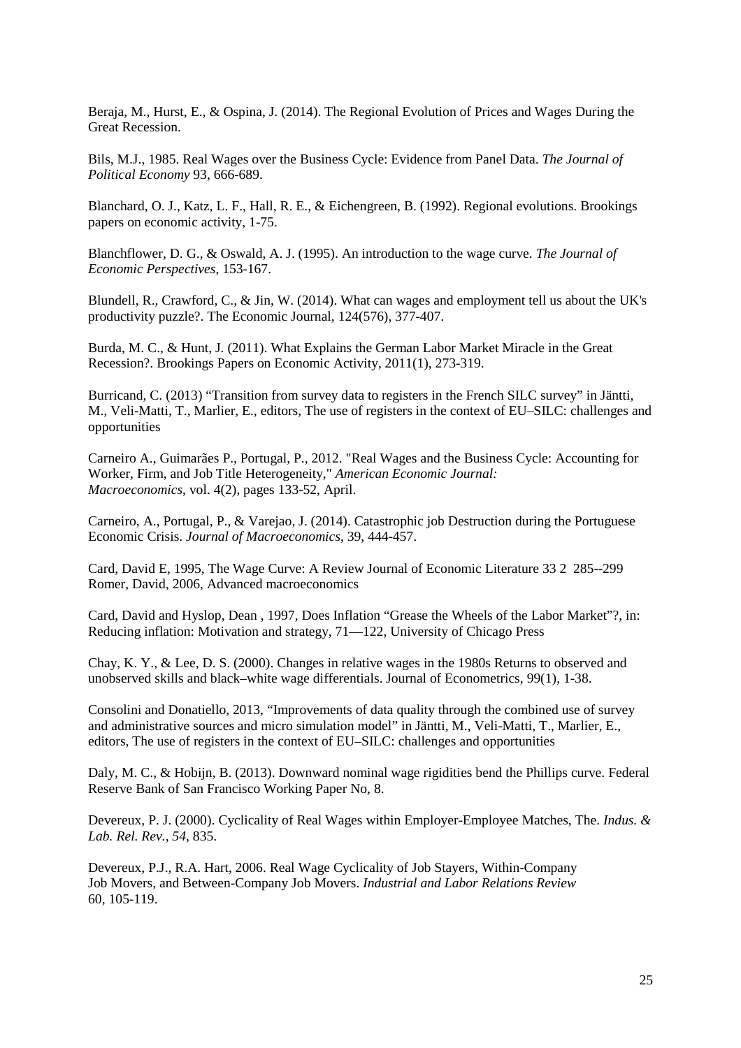Beraja, M., Hurst, E., & Ospina, J. (2014). The Regional Evolution of Prices and Wages During the Great Recession.

Bils, M.J., 1985. Real Wages over the Business Cycle: Evidence from Panel Data. *The Journal of Political Economy* 93, 666-689.

Blanchard, O. J., Katz, L. F., Hall, R. E., & Eichengreen, B. (1992). Regional evolutions. Brookings papers on economic activity, 1-75.

Blanchflower, D. G., & Oswald, A. J. (1995). An introduction to the wage curve. *The Journal of Economic Perspectives*, 153-167.

Blundell, R., Crawford, C., & Jin, W. (2014). What can wages and employment tell us about the UK's productivity puzzle?. The Economic Journal, 124(576), 377-407.

Burda, M. C., & Hunt, J. (2011). What Explains the German Labor Market Miracle in the Great Recession?. Brookings Papers on Economic Activity, 2011(1), 273-319.

Burricand, C. (2013) "Transition from survey data to registers in the French SILC survey" in Jäntti, M., Veli-Matti, T., Marlier, E., editors, The use of registers in the context of EU–SILC: challenges and opportunities

Carneiro A., Guimarães P., Portugal, P., 2012. "Real Wages and the Business Cycle: Accounting for Worker, Firm, and Job Title Heterogeneity," *American Economic Journal: Macroeconomics*, vol. 4(2), pages 133-52, April.

Carneiro, A., Portugal, P., & Varejao, J. (2014). Catastrophic job Destruction during the Portuguese Economic Crisis. *Journal of Macroeconomics*, 39, 444-457.

Card, David E, 1995, The Wage Curve: A Review Journal of Economic Literature 33 2 285--299
Romer, David, 2006, Advanced macroeconomics

Card, David and Hyslop, Dean , 1997, Does Inflation "Grease the Wheels of the Labor Market"?, in: Reducing inflation: Motivation and strategy, 71—122, University of Chicago Press

Chay, K. Y., & Lee, D. S. (2000). Changes in relative wages in the 1980s Returns to observed and unobserved skills and black–white wage differentials. Journal of Econometrics, 99(1), 1-38.

Consolini and Donatiello, 2013, "Improvements of data quality through the combined use of survey and administrative sources and micro simulation model" in Jäntti, M., Veli-Matti, T., Marlier, E., editors, The use of registers in the context of EU–SILC: challenges and opportunities

Daly, M. C., & Hobijn, B. (2013). Downward nominal wage rigidities bend the Phillips curve. Federal Reserve Bank of San Francisco Working Paper No, 8.

Devereux, P. J. (2000). Cyclicality of Real Wages within Employer-Employee Matches, The. *Indus. & Lab. Rel. Rev.*, *54*, 835.

Devereux, P.J., R.A. Hart, 2006. Real Wage Cyclicality of Job Stayers, Within-Company Job Movers, and Between-Company Job Movers. *Industrial and Labor Relations Review* 60, 105-119.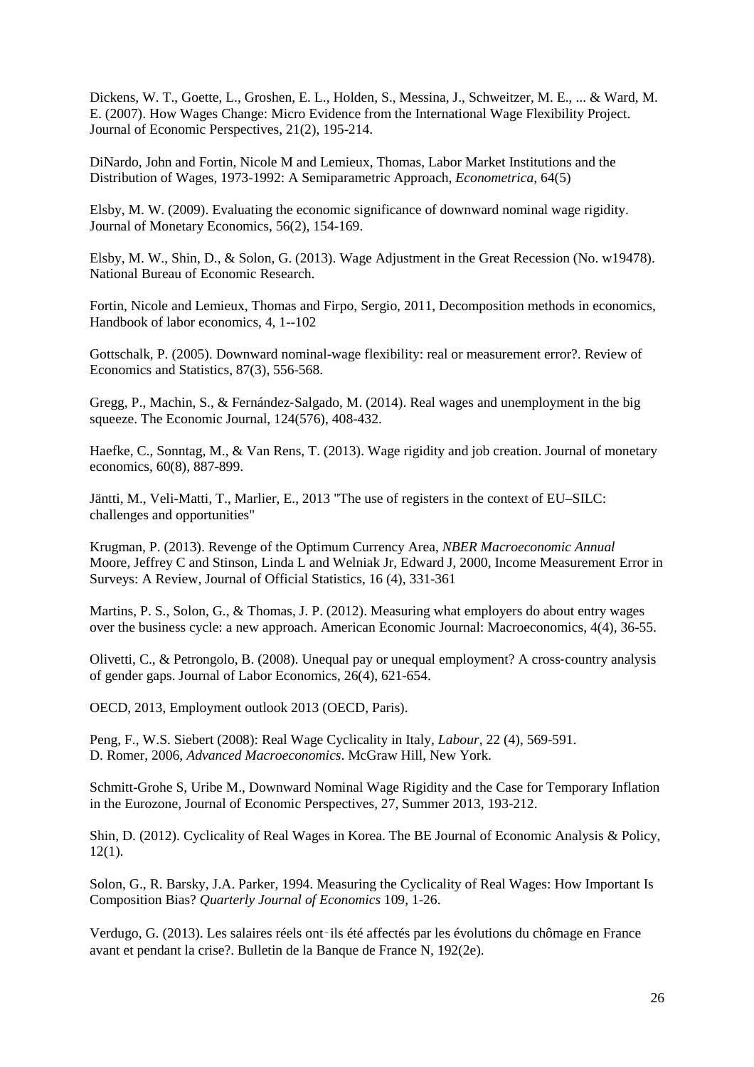Dickens, W. T., Goette, L., Groshen, E. L., Holden, S., Messina, J., Schweitzer, M. E., ... & Ward, M. E. (2007). How Wages Change: Micro Evidence from the International Wage Flexibility Project. Journal of Economic Perspectives, 21(2), 195-214.

DiNardo, John and Fortin, Nicole M and Lemieux, Thomas, Labor Market Institutions and the Distribution of Wages, 1973-1992: A Semiparametric Approach, *Econometrica*, 64(5)

Elsby, M. W. (2009). Evaluating the economic significance of downward nominal wage rigidity. Journal of Monetary Economics, 56(2), 154-169.

Elsby, M. W., Shin, D., & Solon, G. (2013). Wage Adjustment in the Great Recession (No. w19478). National Bureau of Economic Research.

Fortin, Nicole and Lemieux, Thomas and Firpo, Sergio, 2011, Decomposition methods in economics, Handbook of labor economics, 4, 1--102

Gottschalk, P. (2005). Downward nominal-wage flexibility: real or measurement error?. Review of Economics and Statistics, 87(3), 556-568.

Gregg, P., Machin, S., & Fernández‐Salgado, M. (2014). Real wages and unemployment in the big squeeze. The Economic Journal, 124(576), 408-432.

Haefke, C., Sonntag, M., & Van Rens, T. (2013). Wage rigidity and job creation. Journal of monetary economics, 60(8), 887-899.

Jäntti, M., Veli-Matti, T., Marlier, E., 2013 "The use of registers in the context of EU–SILC: challenges and opportunities"

Krugman, P. (2013). Revenge of the Optimum Currency Area, *NBER Macroeconomic Annual*
Moore, Jeffrey C and Stinson, Linda L and Welniak Jr, Edward J, 2000, Income Measurement Error in Surveys: A Review, Journal of Official Statistics, 16 (4), 331-361

Martins, P. S., Solon, G., & Thomas, J. P. (2012). Measuring what employers do about entry wages over the business cycle: a new approach. American Economic Journal: Macroeconomics, 4(4), 36-55.

Olivetti, C., & Petrongolo, B. (2008). Unequal pay or unequal employment? A cross‐country analysis of gender gaps. Journal of Labor Economics, 26(4), 621-654.

OECD, 2013, Employment outlook 2013 (OECD, Paris).

Peng, F., W.S. Siebert (2008): Real Wage Cyclicality in Italy, *Labour*, 22 (4), 569-591.
D. Romer, 2006, *Advanced Macroeconomics*. McGraw Hill, New York.

Schmitt-Grohe S, Uribe M., Downward Nominal Wage Rigidity and the Case for Temporary Inflation in the Eurozone, Journal of Economic Perspectives, 27, Summer 2013, 193-212.

Shin, D. (2012). Cyclicality of Real Wages in Korea. The BE Journal of Economic Analysis & Policy, 12(1).

Solon, G., R. Barsky, J.A. Parker, 1994. Measuring the Cyclicality of Real Wages: How Important Is Composition Bias? *Quarterly Journal of Economics* 109, 1-26.

Verdugo, G. (2013). Les salaires réels ont‐ils été affectés par les évolutions du chômage en France avant et pendant la crise?. Bulletin de la Banque de France N, 192(2e).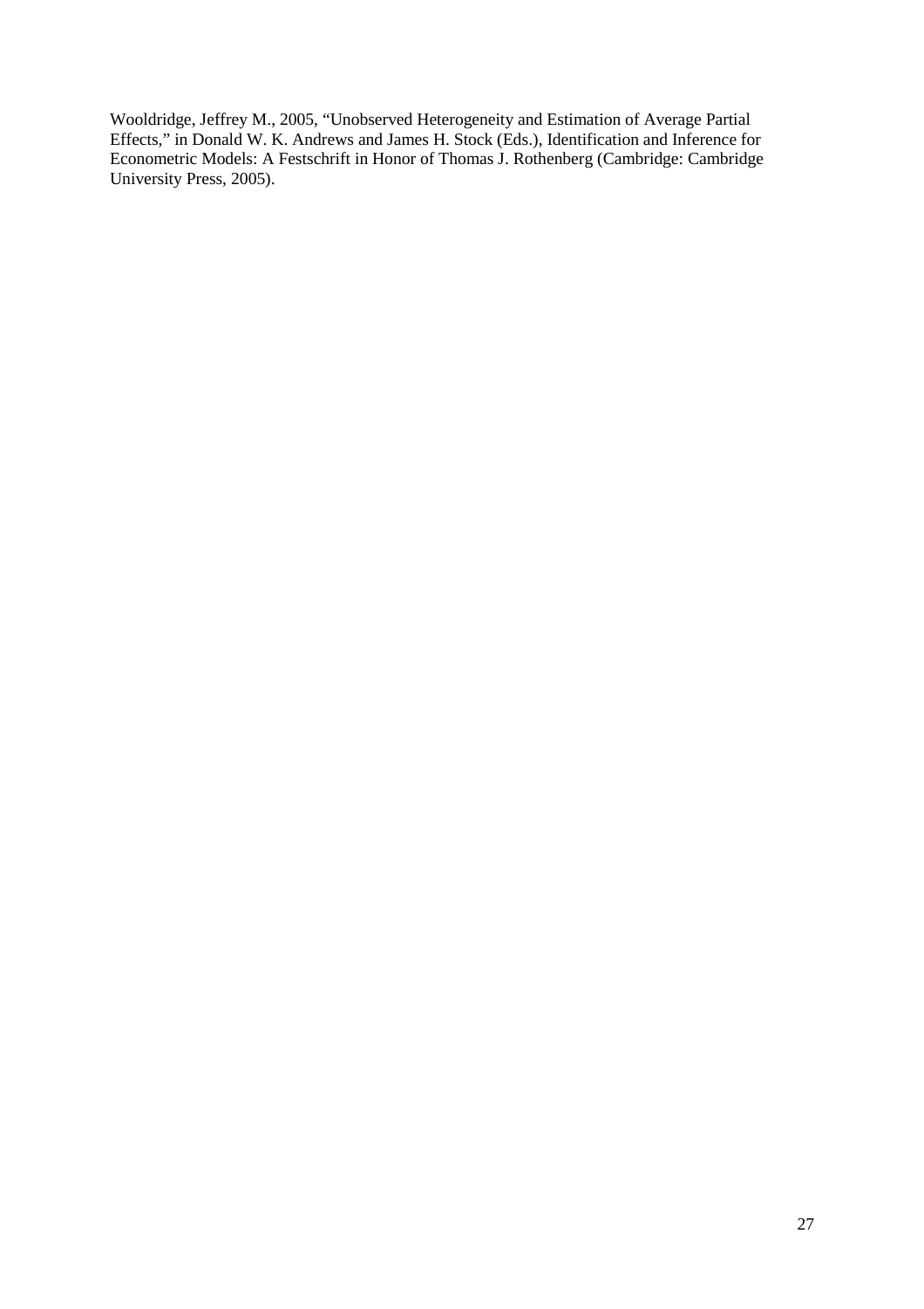Wooldridge, Jeffrey M., 2005, "Unobserved Heterogeneity and Estimation of Average Partial Effects," in Donald W. K. Andrews and James H. Stock (Eds.), Identification and Inference for Econometric Models: A Festschrift in Honor of Thomas J. Rothenberg (Cambridge: Cambridge University Press, 2005).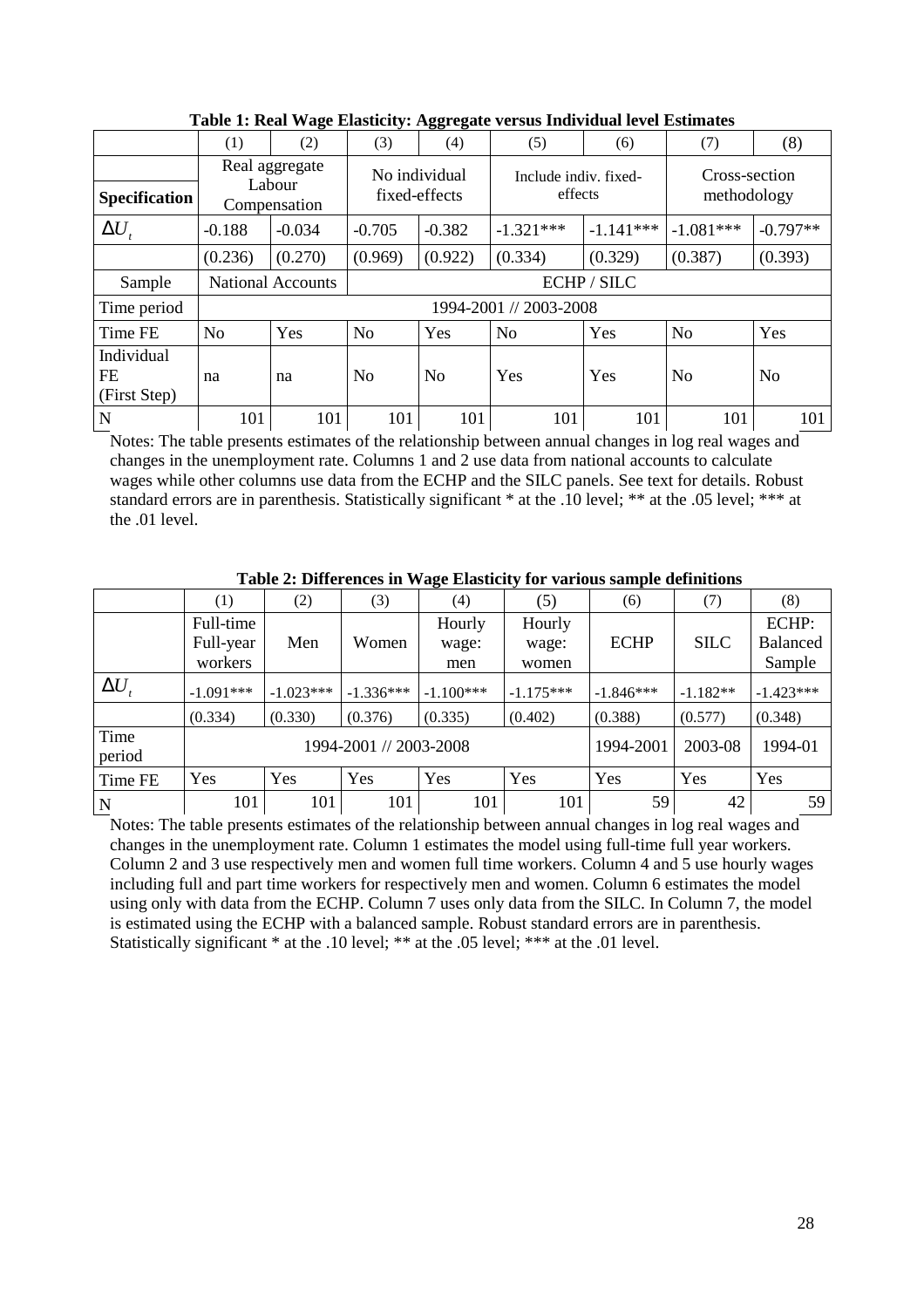**Table 1: Real Wage Elasticity: Aggregate versus Individual level Estimates**

| | (1) | (2) | (3) | (4) | (5) | (6) | (7) | (8) |
|---|---|---|---|---|---|---|---|---|
| **Specification** | Real aggregate Labour Compensation | | No individual fixed-effects | | Include indiv. fixed-effects | | Cross-section methodology | |
| $\Delta U_t$ | -0.188 | -0.034 | -0.705 | -0.382 | -1.321*** | -1.141*** | -1.081*** | -0.797** |
| | (0.236) | (0.270) | (0.969) | (0.922) | (0.334) | (0.329) | (0.387) | (0.393) |
| Sample | National Accounts | | ECHP / SILC | | | | | |
| Time period | 1994-2001 // 2003-2008 | | | | | | | |
| Time FE | No | Yes | No | Yes | No | Yes | No | Yes |
| Individual FE (First Step) | na | na | No | No | Yes | Yes | No | No |
| N | 101 | 101 | 101 | 101 | 101 | 101 | 101 | 101 |

Notes: The table presents estimates of the relationship between annual changes in log real wages and changes in the unemployment rate. Columns 1 and 2 use data from national accounts to calculate wages while other columns use data from the ECHP and the SILC panels. See text for details. Robust standard errors are in parenthesis. Statistically significant * at the .10 level; ** at the .05 level; *** at the .01 level.

**Table 2: Differences in Wage Elasticity for various sample definitions**

| | (1) | (2) | (3) | (4) | (5) | (6) | (7) | (8) |
|---|---|---|---|---|---|---|---|---|
| | Full-time Full-year workers | Men | Women | Hourly wage: men | Hourly wage: women | ECHP | SILC | ECHP: Balanced Sample |
| $\Delta U_t$ | -1.091*** | -1.023*** | -1.336*** | -1.100*** | -1.175*** | -1.846*** | -1.182** | -1.423*** |
| | (0.334) | (0.330) | (0.376) | (0.335) | (0.402) | (0.388) | (0.577) | (0.348) |
| Time period | 1994-2001 // 2003-2008 | | | | | 1994-2001 | 2003-08 | 1994-01 |
| Time FE | Yes | Yes | Yes | Yes | Yes | Yes | Yes | Yes |
| N | 101 | 101 | 101 | 101 | 101 | 59 | 42 | 59 |

Notes: The table presents estimates of the relationship between annual changes in log real wages and changes in the unemployment rate. Column 1 estimates the model using full-time full year workers. Column 2 and 3 use respectively men and women full time workers. Column 4 and 5 use hourly wages including full and part time workers for respectively men and women. Column 6 estimates the model using only with data from the ECHP. Column 7 uses only data from the SILC. In Column 7, the model is estimated using the ECHP with a balanced sample. Robust standard errors are in parenthesis. Statistically significant * at the .10 level; ** at the .05 level; *** at the .01 level.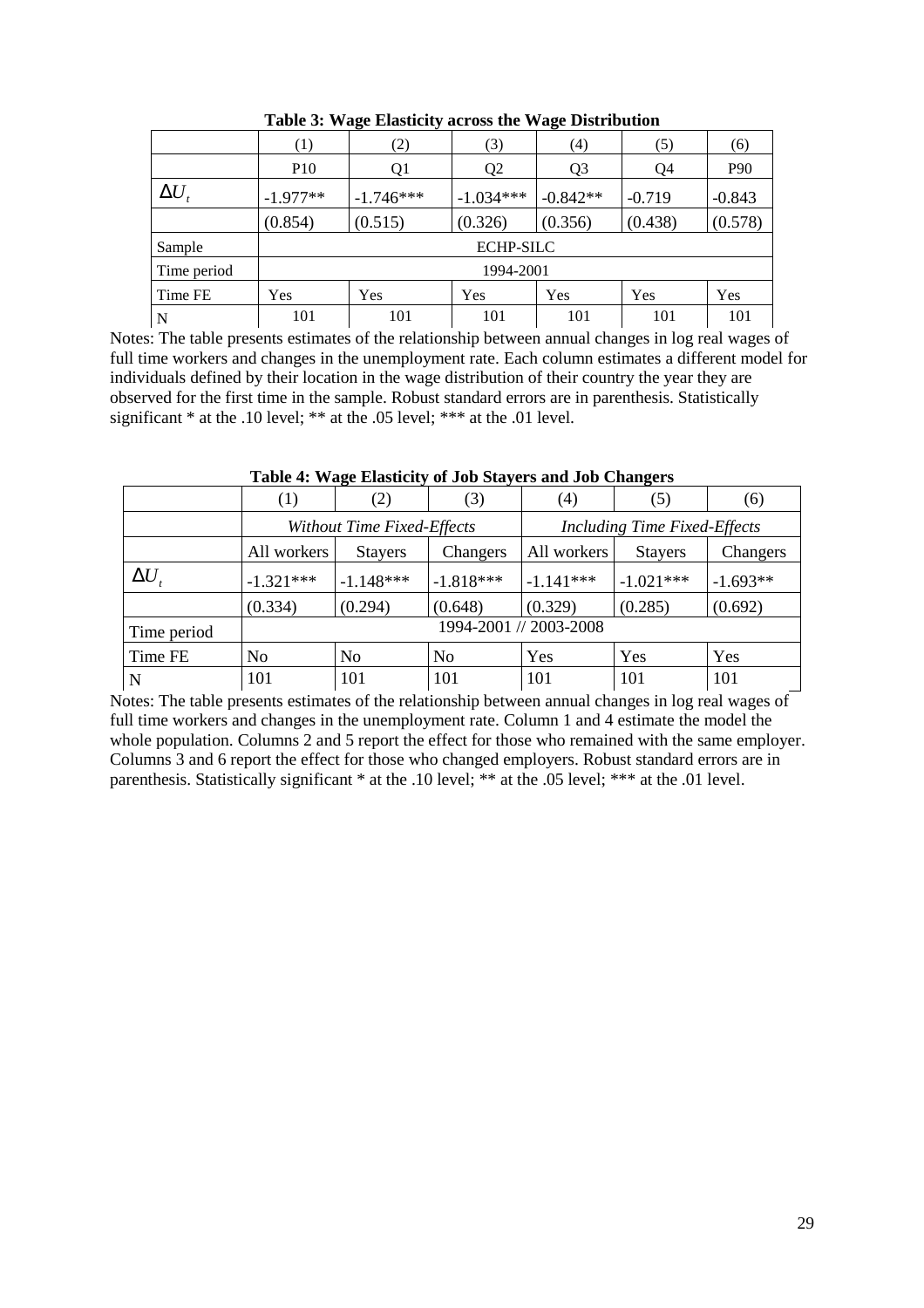**Table 3: Wage Elasticity across the Wage Distribution**

| | (1) | (2) | (3) | (4) | (5) | (6) |
|---|---|---|---|---|---|---|
| | P10 | Q1 | Q2 | Q3 | Q4 | P90 |
| $\Delta U_t$ | -1.977** | -1.746*** | -1.034*** | -0.842** | -0.719 | -0.843 |
| | (0.854) | (0.515) | (0.326) | (0.356) | (0.438) | (0.578) |
| Sample | ECHP-SILC | | | | | |
| Time period | 1994-2001 | | | | | |
| Time FE | Yes | Yes | Yes | Yes | Yes | Yes |
| N | 101 | 101 | 101 | 101 | 101 | 101 |

Notes: The table presents estimates of the relationship between annual changes in log real wages of full time workers and changes in the unemployment rate. Each column estimates a different model for individuals defined by their location in the wage distribution of their country the year they are observed for the first time in the sample. Robust standard errors are in parenthesis. Statistically significant * at the .10 level; ** at the .05 level; *** at the .01 level.

**Table 4: Wage Elasticity of Job Stayers and Job Changers**

| | (1) | (2) | (3) | (4) | (5) | (6) |
|---|---|---|---|---|---|---|
| | *Without Time Fixed-Effects* | | | *Including Time Fixed-Effects* | | |
| | All workers | Stayers | Changers | All workers | Stayers | Changers |
| $\Delta U_t$ | -1.321*** | -1.148*** | -1.818*** | -1.141*** | -1.021*** | -1.693** |
| | (0.334) | (0.294) | (0.648) | (0.329) | (0.285) | (0.692) |
| Time period | 1994-2001 // 2003-2008 | | | | | |
| Time FE | No | No | No | Yes | Yes | Yes |
| N | 101 | 101 | 101 | 101 | 101 | 101 |

Notes: The table presents estimates of the relationship between annual changes in log real wages of full time workers and changes in the unemployment rate. Column 1 and 4 estimate the model the whole population. Columns 2 and 5 report the effect for those who remained with the same employer. Columns 3 and 6 report the effect for those who changed employers. Robust standard errors are in parenthesis. Statistically significant * at the .10 level; ** at the .05 level; *** at the .01 level.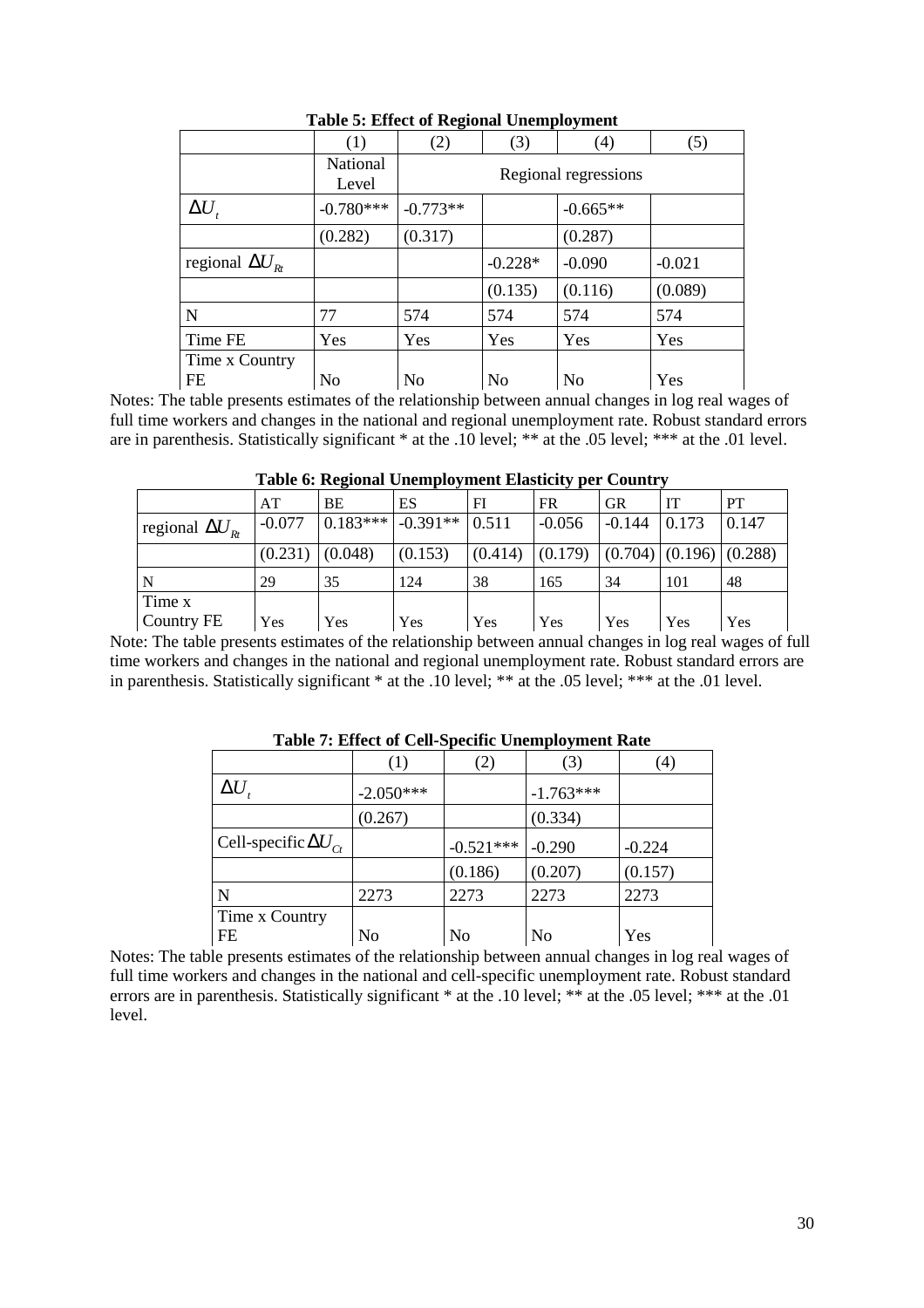**Table 5: Effect of Regional Unemployment**

| | (1) | (2) | (3) | (4) | (5) |
|---|---|---|---|---|---|
| | National Level | Regional regressions | | | |
| $\Delta U_t$ | -0.780*** | -0.773** | | -0.665** | |
| | (0.282) | (0.317) | | (0.287) | |
| regional $\Delta U_{Rt}$ | | | -0.228* | -0.090 | -0.021 |
| | | | (0.135) | (0.116) | (0.089) |
| N | 77 | 574 | 574 | 574 | 574 |
| Time FE | Yes | Yes | Yes | Yes | Yes |
| Time x Country FE | No | No | No | No | Yes |

Notes: The table presents estimates of the relationship between annual changes in log real wages of full time workers and changes in the national and regional unemployment rate. Robust standard errors are in parenthesis. Statistically significant * at the .10 level; ** at the .05 level; *** at the .01 level.

**Table 6: Regional Unemployment Elasticity per Country**

| | AT | BE | ES | FI | FR | GR | IT | PT |
|---|---|---|---|---|---|---|---|---|
| regional $\Delta U_{Rt}$ | -0.077 | 0.183*** | -0.391** | 0.511 | -0.056 | -0.144 | 0.173 | 0.147 |
| | (0.231) | (0.048) | (0.153) | (0.414) | (0.179) | (0.704) | (0.196) | (0.288) |
| N | 29 | 35 | 124 | 38 | 165 | 34 | 101 | 48 |
| Time x Country FE | Yes | Yes | Yes | Yes | Yes | Yes | Yes | Yes |

Note: The table presents estimates of the relationship between annual changes in log real wages of full time workers and changes in the national and regional unemployment rate. Robust standard errors are in parenthesis. Statistically significant * at the .10 level; ** at the .05 level; *** at the .01 level.

**Table 7: Effect of Cell-Specific Unemployment Rate**

| | (1) | (2) | (3) | (4) |
|---|---|---|---|---|
| $\Delta U_t$ | -2.050*** | | -1.763*** | |
| | (0.267) | | (0.334) | |
| Cell-specific $\Delta U_{Ct}$ | | -0.521*** | -0.290 | -0.224 |
| | | (0.186) | (0.207) | (0.157) |
| N | 2273 | 2273 | 2273 | 2273 |
| Time x Country FE | No | No | No | Yes |

Notes: The table presents estimates of the relationship between annual changes in log real wages of full time workers and changes in the national and cell-specific unemployment rate. Robust standard errors are in parenthesis. Statistically significant * at the .10 level; ** at the .05 level; *** at the .01 level.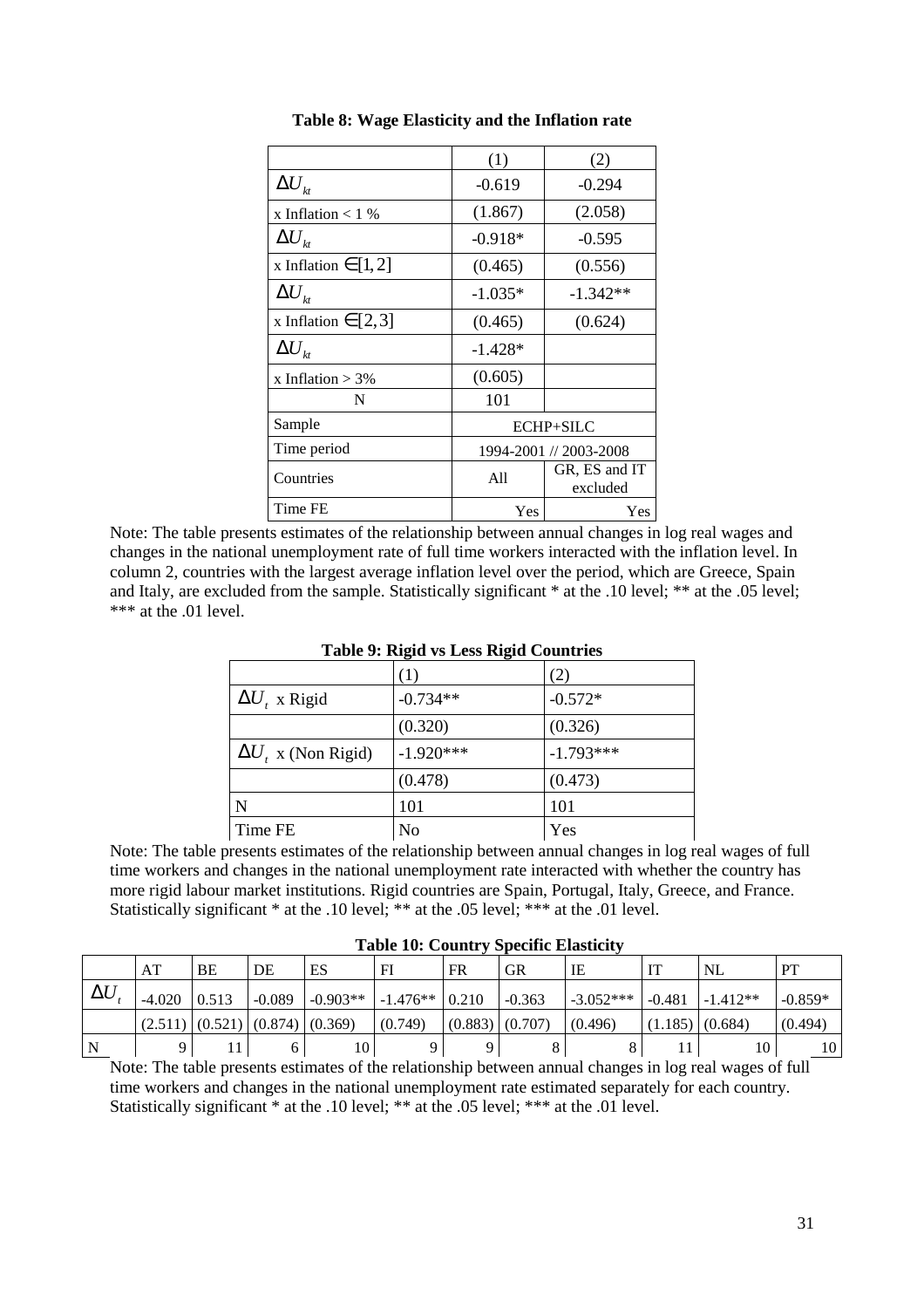**Table 8: Wage Elasticity and the Inflation rate**

| | (1) | (2) |
|---|---|---|
| $\Delta U_{kt}$ x Inflation < 1 % | -0.619 | -0.294 |
| | (1.867) | (2.058) |
| $\Delta U_{kt}$ x Inflation $\in [1,2]$ | -0.918* | -0.595 |
| | (0.465) | (0.556) |
| $\Delta U_{kt}$ x Inflation $\in [2,3]$ | -1.035* | -1.342** |
| | (0.465) | (0.624) |
| $\Delta U_{kt}$ x Inflation > 3% | -1.428* | |
| | (0.605) | |
| N | 101 | |
| Sample | ECHP+SILC | |
| Time period | 1994-2001 // 2003-2008 | |
| Countries | All | GR, ES and IT excluded |
| Time FE | Yes | Yes |

Note: The table presents estimates of the relationship between annual changes in log real wages and changes in the national unemployment rate of full time workers interacted with the inflation level. In column 2, countries with the largest average inflation level over the period, which are Greece, Spain and Italy, are excluded from the sample. Statistically significant * at the .10 level; ** at the .05 level; *** at the .01 level.

**Table 9: Rigid vs Less Rigid Countries**

| | (1) | (2) |
|---|---|---|
| $\Delta U_t$ x Rigid | -0.734** | -0.572* |
| | (0.320) | (0.326) |
| $\Delta U_t$ x (Non Rigid) | -1.920*** | -1.793*** |
| | (0.478) | (0.473) |
| N | 101 | 101 |
| Time FE | No | Yes |

Note: The table presents estimates of the relationship between annual changes in log real wages of full time workers and changes in the national unemployment rate interacted with whether the country has more rigid labour market institutions. Rigid countries are Spain, Portugal, Italy, Greece, and France. Statistically significant * at the .10 level; ** at the .05 level; *** at the .01 level.

**Table 10: Country Specific Elasticity**

| | AT | BE | DE | ES | FI | FR | GR | IE | IT | NL | PT |
|---|---|---|---|---|---|---|---|---|---|---|---|
| $\Delta U_t$ | -4.020 | 0.513 | -0.089 | -0.903** | -1.476** | 0.210 | -0.363 | -3.052*** | -0.481 | -1.412** | -0.859* |
| | (2.511) | (0.521) | (0.874) | (0.369) | (0.749) | (0.883) | (0.707) | (0.496) | (1.185) | (0.684) | (0.494) |
| N | 9 | 11 | 6 | 10 | 9 | 9 | 8 | 8 | 11 | 10 | 10 |

Note: The table presents estimates of the relationship between annual changes in log real wages of full time workers and changes in the national unemployment rate estimated separately for each country. Statistically significant * at the .10 level; ** at the .05 level; *** at the .01 level.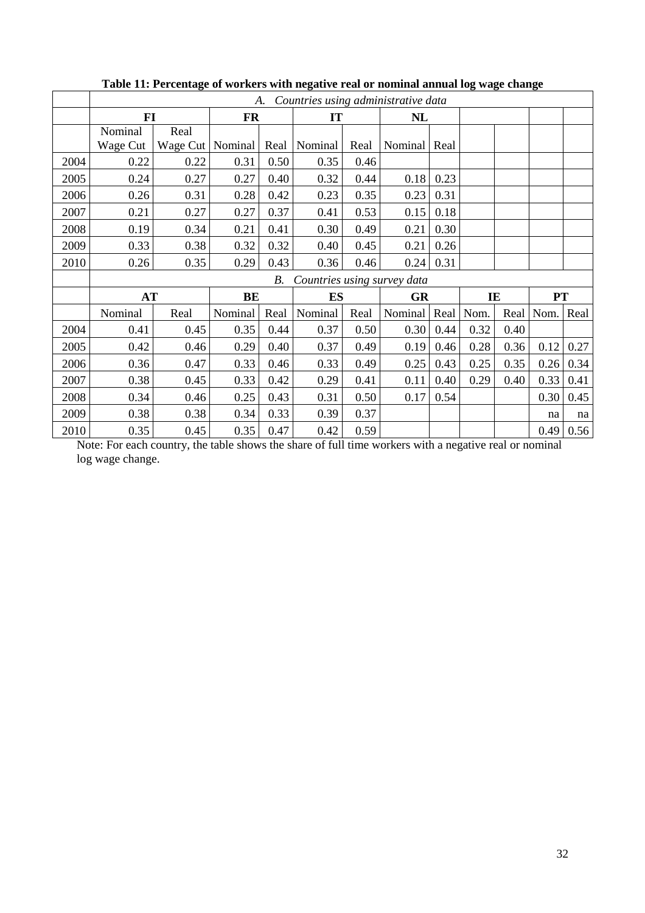**Table 11: Percentage of workers with negative real or nominal annual log wage change**

| | *A. Countries using administrative data* | | | | | | | | | | | |
|---|---|---|---|---|---|---|---|---|---|---|---|---|
| | **FI** | | **FR** | | **IT** | | **NL** | | | | | |
| | Nominal Wage Cut | Real Wage Cut | Nominal | Real | Nominal | Real | Nominal | Real | | | | |
| 2004 | 0.22 | 0.22 | 0.31 | 0.50 | 0.35 | 0.46 | | | | | | |
| 2005 | 0.24 | 0.27 | 0.27 | 0.40 | 0.32 | 0.44 | 0.18 | 0.23 | | | | |
| 2006 | 0.26 | 0.31 | 0.28 | 0.42 | 0.23 | 0.35 | 0.23 | 0.31 | | | | |
| 2007 | 0.21 | 0.27 | 0.27 | 0.37 | 0.41 | 0.53 | 0.15 | 0.18 | | | | |
| 2008 | 0.19 | 0.34 | 0.21 | 0.41 | 0.30 | 0.49 | 0.21 | 0.30 | | | | |
| 2009 | 0.33 | 0.38 | 0.32 | 0.32 | 0.40 | 0.45 | 0.21 | 0.26 | | | | |
| 2010 | 0.26 | 0.35 | 0.29 | 0.43 | 0.36 | 0.46 | 0.24 | 0.31 | | | | |
| | *B. Countries using survey data* | | | | | | | | | | | |
| | **AT** | | **BE** | | **ES** | | **GR** | | **IE** | | **PT** | |
| | Nominal | Real | Nominal | Real | Nominal | Real | Nominal | Real | Nom. | Real | Nom. | Real |
| 2004 | 0.41 | 0.45 | 0.35 | 0.44 | 0.37 | 0.50 | 0.30 | 0.44 | 0.32 | 0.40 | | |
| 2005 | 0.42 | 0.46 | 0.29 | 0.40 | 0.37 | 0.49 | 0.19 | 0.46 | 0.28 | 0.36 | 0.12 | 0.27 |
| 2006 | 0.36 | 0.47 | 0.33 | 0.46 | 0.33 | 0.49 | 0.25 | 0.43 | 0.25 | 0.35 | 0.26 | 0.34 |
| 2007 | 0.38 | 0.45 | 0.33 | 0.42 | 0.29 | 0.41 | 0.11 | 0.40 | 0.29 | 0.40 | 0.33 | 0.41 |
| 2008 | 0.34 | 0.46 | 0.25 | 0.43 | 0.31 | 0.50 | 0.17 | 0.54 | | | 0.30 | 0.45 |
| 2009 | 0.38 | 0.38 | 0.34 | 0.33 | 0.39 | 0.37 | | | | | na | na |
| 2010 | 0.35 | 0.45 | 0.35 | 0.47 | 0.42 | 0.59 | | | | | 0.49 | 0.56 |

Note: For each country, the table shows the share of full time workers with a negative real or nominal log wage change.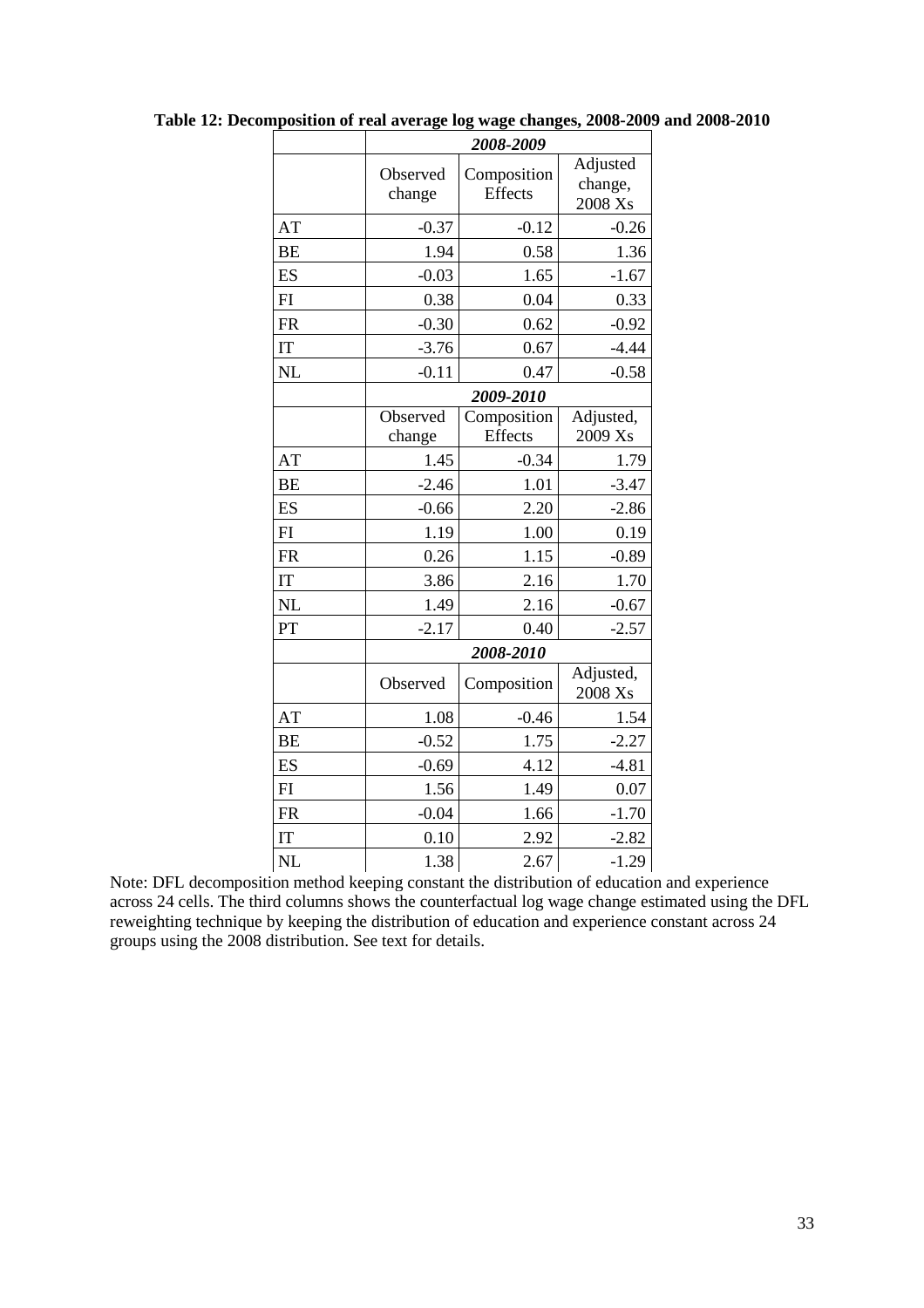**Table 12: Decomposition of real average log wage changes, 2008-2009 and 2008-2010**

| | *2008-2009* | | |
|---|---|---|---|
| | Observed change | Composition Effects | Adjusted change, 2008 Xs |
| AT | -0.37 | -0.12 | -0.26 |
| BE | 1.94 | 0.58 | 1.36 |
| ES | -0.03 | 1.65 | -1.67 |
| FI | 0.38 | 0.04 | 0.33 |
| FR | -0.30 | 0.62 | -0.92 |
| IT | -3.76 | 0.67 | -4.44 |
| NL | -0.11 | 0.47 | -0.58 |
| | *2009-2010* | | |
| | Observed change | Composition Effects | Adjusted, 2009 Xs |
| AT | 1.45 | -0.34 | 1.79 |
| BE | -2.46 | 1.01 | -3.47 |
| ES | -0.66 | 2.20 | -2.86 |
| FI | 1.19 | 1.00 | 0.19 |
| FR | 0.26 | 1.15 | -0.89 |
| IT | 3.86 | 2.16 | 1.70 |
| NL | 1.49 | 2.16 | -0.67 |
| PT | -2.17 | 0.40 | -2.57 |
| | *2008-2010* | | |
| | Observed | Composition | Adjusted, 2008 Xs |
| AT | 1.08 | -0.46 | 1.54 |
| BE | -0.52 | 1.75 | -2.27 |
| ES | -0.69 | 4.12 | -4.81 |
| FI | 1.56 | 1.49 | 0.07 |
| FR | -0.04 | 1.66 | -1.70 |
| IT | 0.10 | 2.92 | -2.82 |
| NL | 1.38 | 2.67 | -1.29 |

Note: DFL decomposition method keeping constant the distribution of education and experience across 24 cells. The third columns shows the counterfactual log wage change estimated using the DFL reweighting technique by keeping the distribution of education and experience constant across 24 groups using the 2008 distribution. See text for details.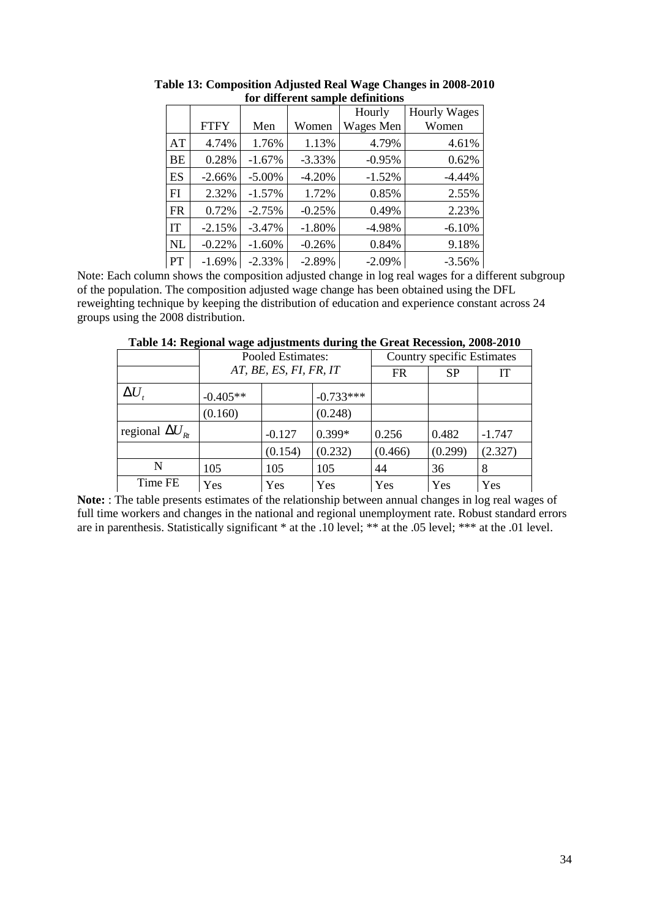**Table 13: Composition Adjusted Real Wage Changes in 2008-2010 for different sample definitions**

| | FTFY | Men | Women | Hourly Wages Men | Hourly Wages Women |
|---|---|---|---|---|---|
| AT | 4.74% | 1.76% | 1.13% | 4.79% | 4.61% |
| BE | 0.28% | -1.67% | -3.33% | -0.95% | 0.62% |
| ES | -2.66% | -5.00% | -4.20% | -1.52% | -4.44% |
| FI | 2.32% | -1.57% | 1.72% | 0.85% | 2.55% |
| FR | 0.72% | -2.75% | -0.25% | 0.49% | 2.23% |
| IT | -2.15% | -3.47% | -1.80% | -4.98% | -6.10% |
| NL | -0.22% | -1.60% | -0.26% | 0.84% | 9.18% |
| PT | -1.69% | -2.33% | -2.89% | -2.09% | -3.56% |

Note: Each column shows the composition adjusted change in log real wages for a different subgroup of the population. The composition adjusted wage change has been obtained using the DFL reweighting technique by keeping the distribution of education and experience constant across 24 groups using the 2008 distribution.

**Table 14: Regional wage adjustments during the Great Recession, 2008-2010**

| | Pooled Estimates: *AT, BE, ES, FI, FR, IT* | | | Country specific Estimates | | |
|---|---|---|---|---|---|---|
| | | | | FR | SP | IT |
| $\Delta U_t$ | -0.405** | | -0.733*** | | | |
| | (0.160) | | (0.248) | | | |
| regional $\Delta U_{Rt}$ | | -0.127 | 0.399* | 0.256 | 0.482 | -1.747 |
| | | (0.154) | (0.232) | (0.466) | (0.299) | (2.327) |
| N | 105 | 105 | 105 | 44 | 36 | 8 |
| Time FE | Yes | Yes | Yes | Yes | Yes | Yes |

**Note:** : The table presents estimates of the relationship between annual changes in log real wages of full time workers and changes in the national and regional unemployment rate. Robust standard errors are in parenthesis. Statistically significant * at the .10 level; ** at the .05 level; *** at the .01 level.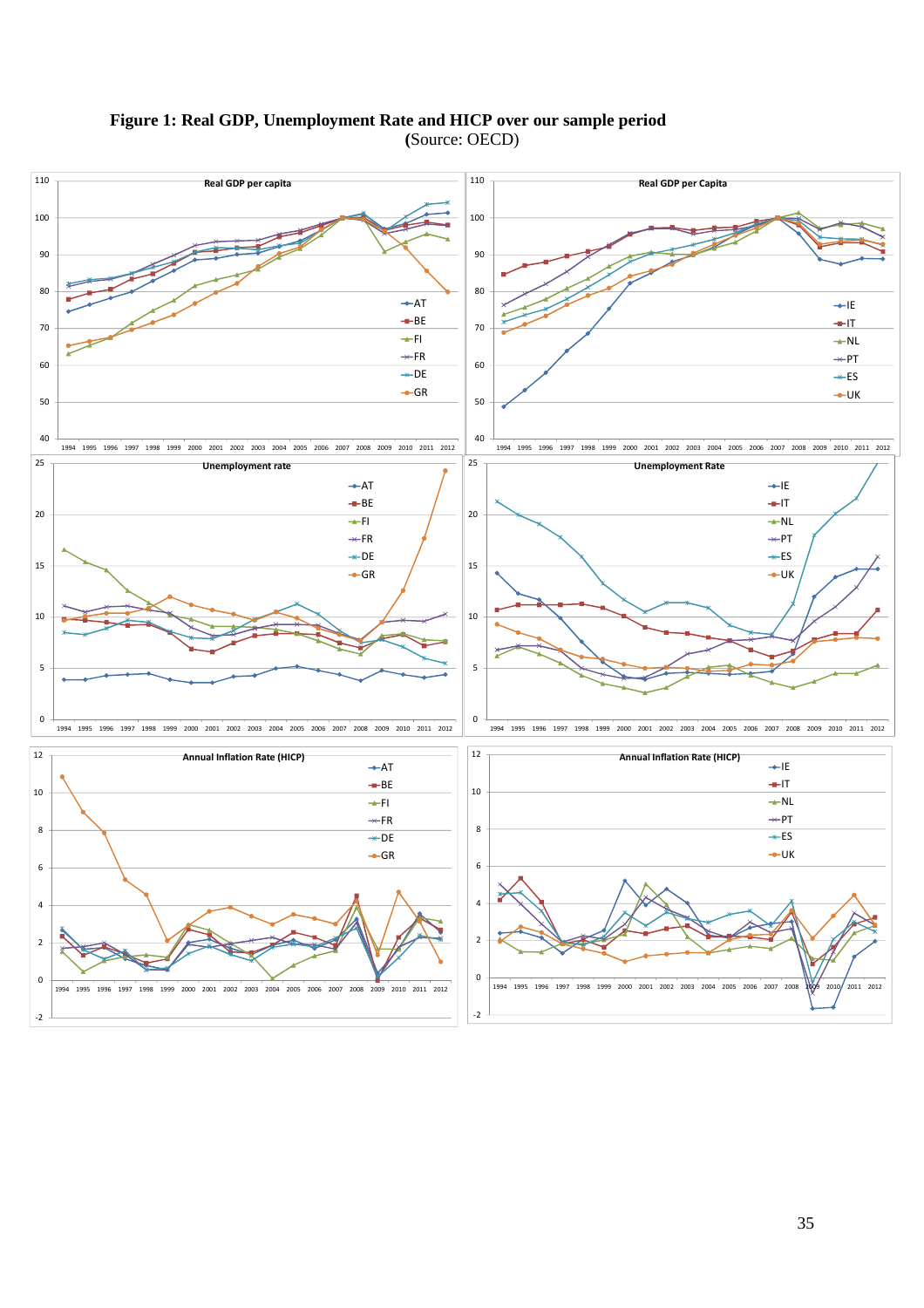**Figure 1: Real GDP, Unemployment Rate and HICP over our sample period**
**(**Source: OECD)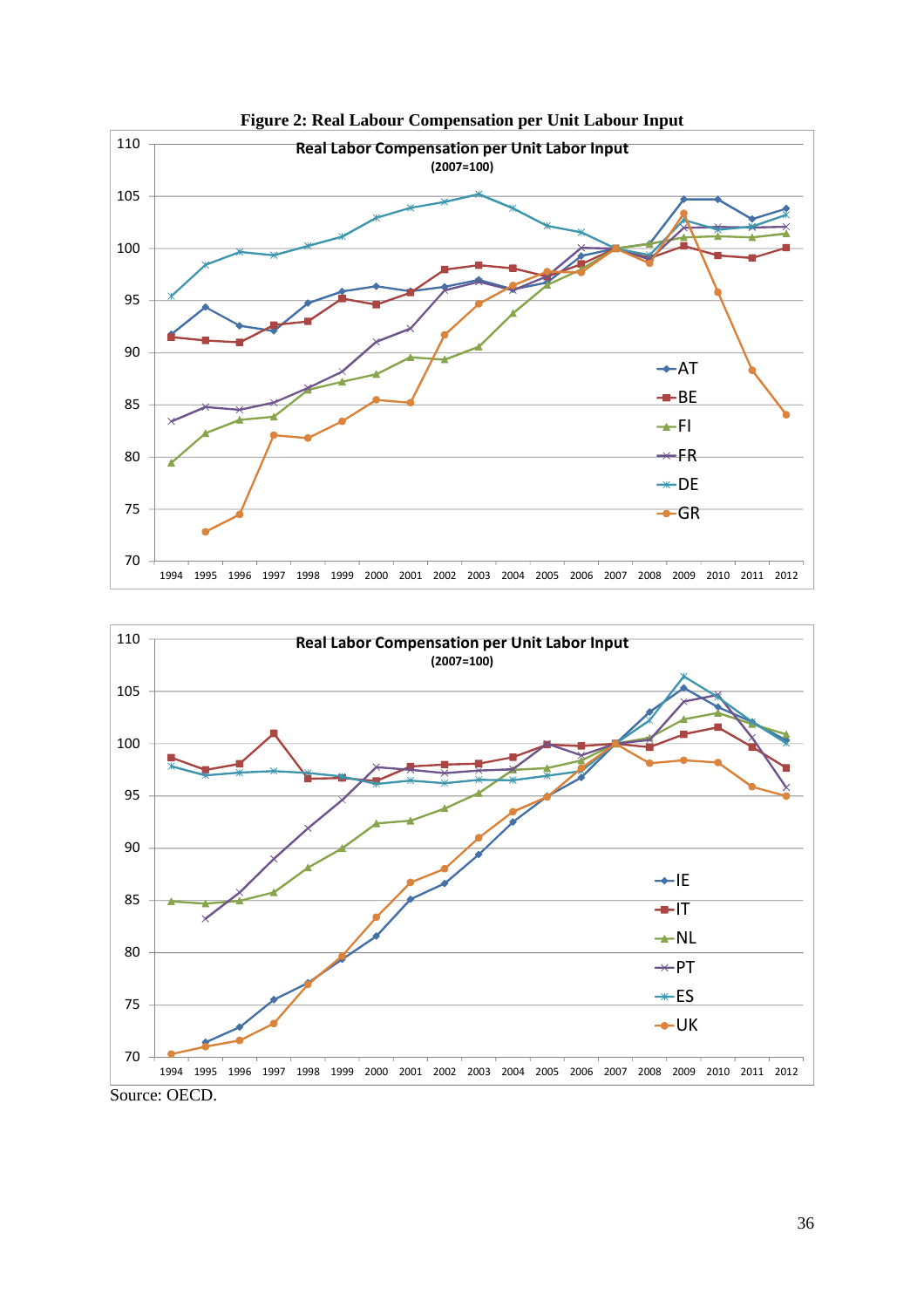**Figure 2: Real Labour Compensation per Unit Labour Input**

Source: OECD.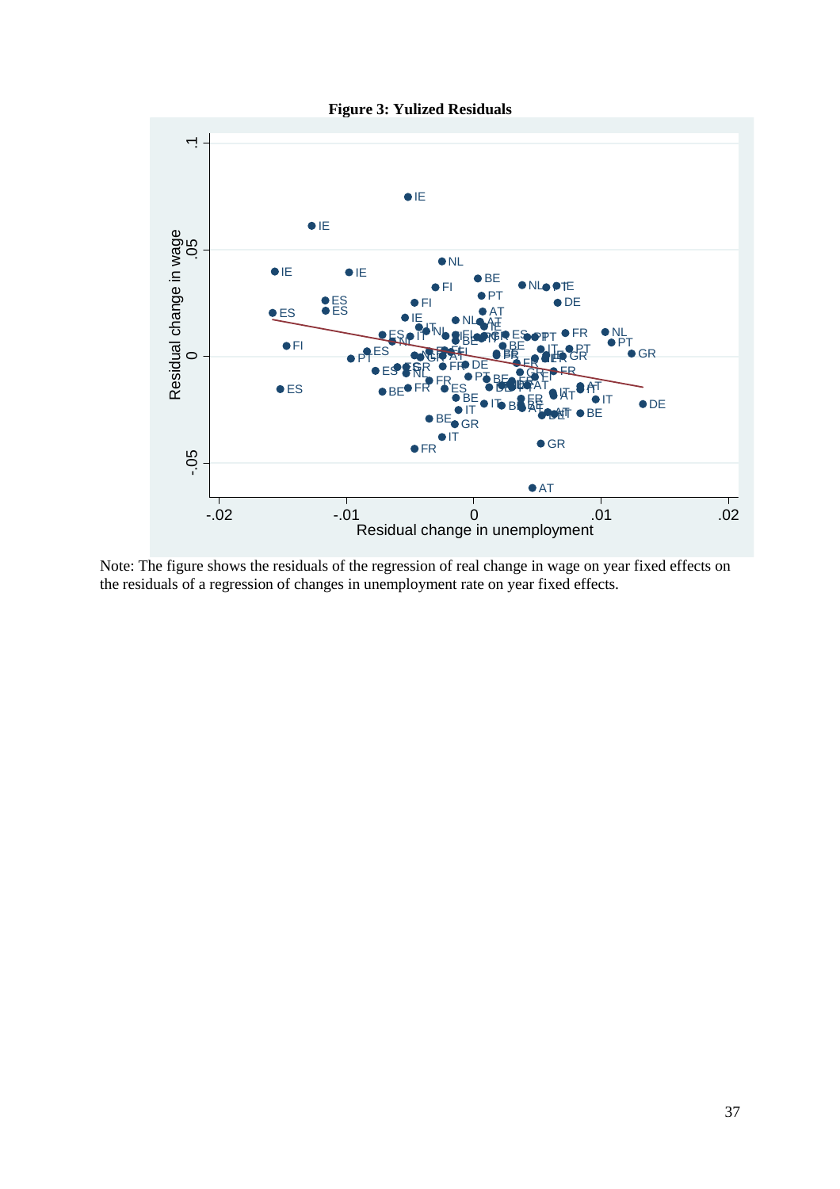**Figure 3: Yulized Residuals**

Note: The figure shows the residuals of the regression of real change in wage on year fixed effects on the residuals of a regression of changes in unemployment rate on year fixed effects.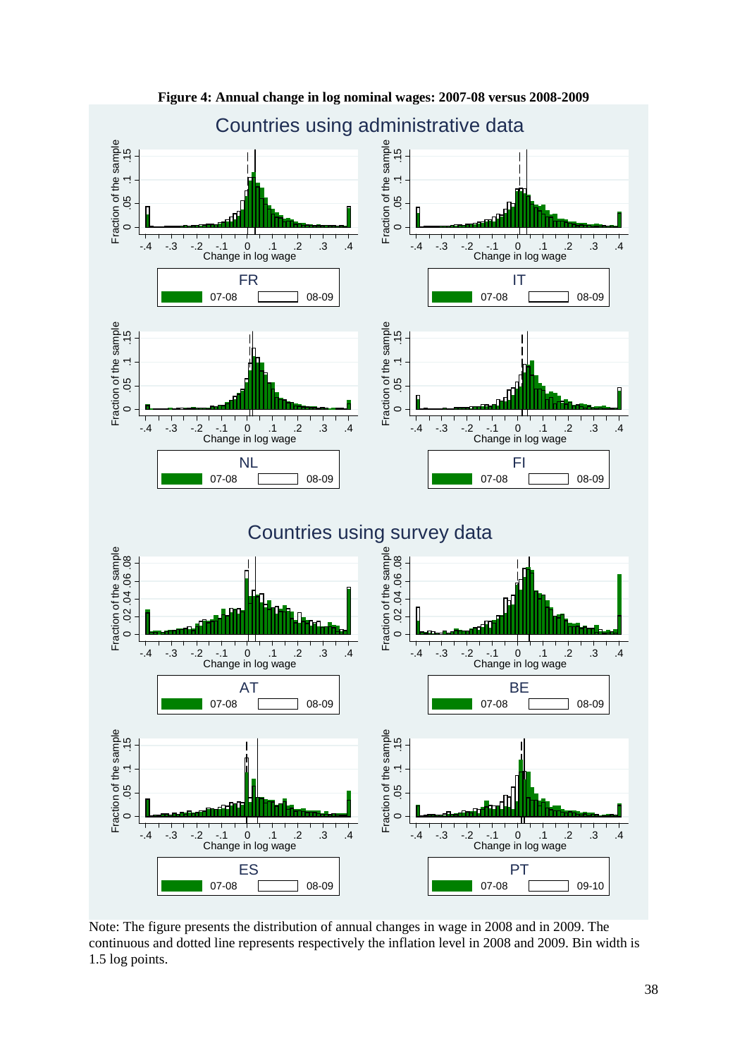**Figure 4: Annual change in log nominal wages: 2007-08 versus 2008-2009**

Countries using administrative data

Countries using survey data

Note: The figure presents the distribution of annual changes in wage in 2008 and in 2009. The continuous and dotted line represents respectively the inflation level in 2008 and 2009. Bin width is 1.5 log points.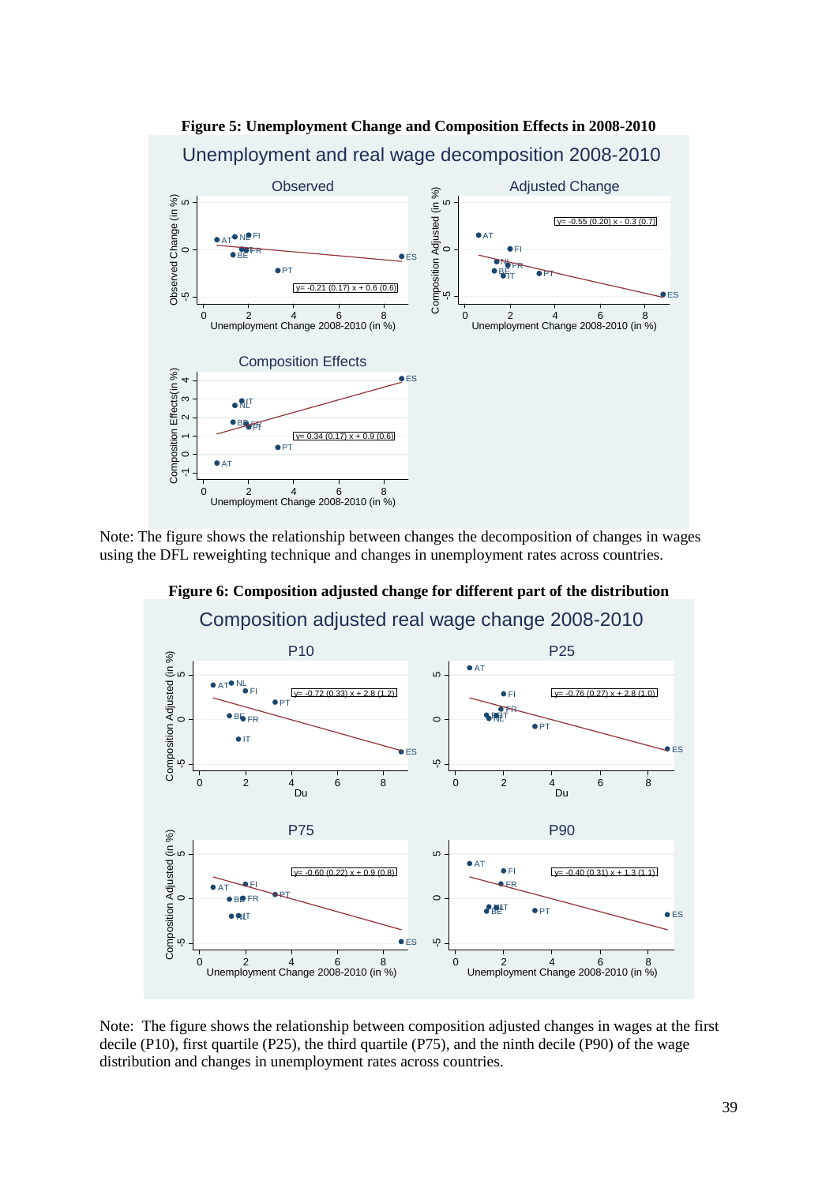**Figure 5: Unemployment Change and Composition Effects in 2008-2010**

Note: The figure shows the relationship between changes the decomposition of changes in wages using the DFL reweighting technique and changes in unemployment rates across countries.

**Figure 6: Composition adjusted change for different part of the distribution**

Note: The figure shows the relationship between composition adjusted changes in wages at the first decile (P10), first quartile (P25), the third quartile (P75), and the ninth decile (P90) of the wage distribution and changes in unemployment rates across countries.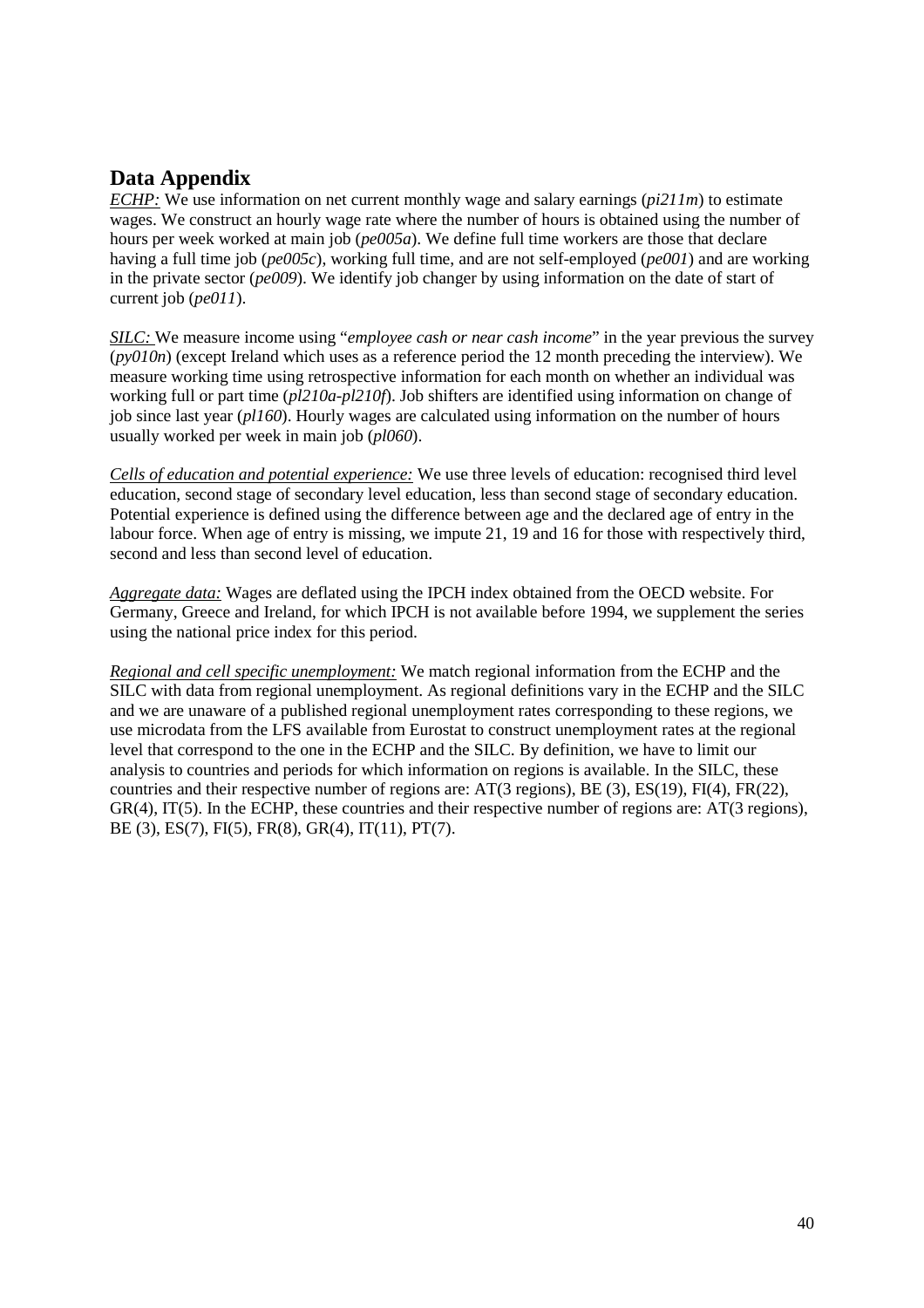## Data Appendix

<u>*ECHP:*</u> We use information on net current monthly wage and salary earnings (*pi211m*) to estimate wages. We construct an hourly wage rate where the number of hours is obtained using the number of hours per week worked at main job (*pe005a*). We define full time workers are those that declare having a full time job (*pe005c*), working full time, and are not self-employed (*pe001*) and are working in the private sector (*pe009*). We identify job changer by using information on the date of start of current job (*pe011*).

<u>*SILC:*</u> We measure income using "*employee cash or near cash income*" in the year previous the survey (*py010n*) (except Ireland which uses as a reference period the 12 month preceding the interview). We measure working time using retrospective information for each month on whether an individual was working full or part time (*pl210a-pl210f*). Job shifters are identified using information on change of job since last year (*pl160*). Hourly wages are calculated using information on the number of hours usually worked per week in main job (*pl060*).

<u>*Cells of education and potential experience:*</u> We use three levels of education: recognised third level education, second stage of secondary level education, less than second stage of secondary education. Potential experience is defined using the difference between age and the declared age of entry in the labour force. When age of entry is missing, we impute 21, 19 and 16 for those with respectively third, second and less than second level of education.

<u>*Aggregate data:*</u> Wages are deflated using the IPCH index obtained from the OECD website. For Germany, Greece and Ireland, for which IPCH is not available before 1994, we supplement the series using the national price index for this period.

<u>*Regional and cell specific unemployment:*</u> We match regional information from the ECHP and the SILC with data from regional unemployment. As regional definitions vary in the ECHP and the SILC and we are unaware of a published regional unemployment rates corresponding to these regions, we use microdata from the LFS available from Eurostat to construct unemployment rates at the regional level that correspond to the one in the ECHP and the SILC. By definition, we have to limit our analysis to countries and periods for which information on regions is available. In the SILC, these countries and their respective number of regions are: AT(3 regions), BE (3), ES(19), FI(4), FR(22), GR(4), IT(5). In the ECHP, these countries and their respective number of regions are: AT(3 regions), BE (3), ES(7), FI(5), FR(8), GR(4), IT(11), PT(7).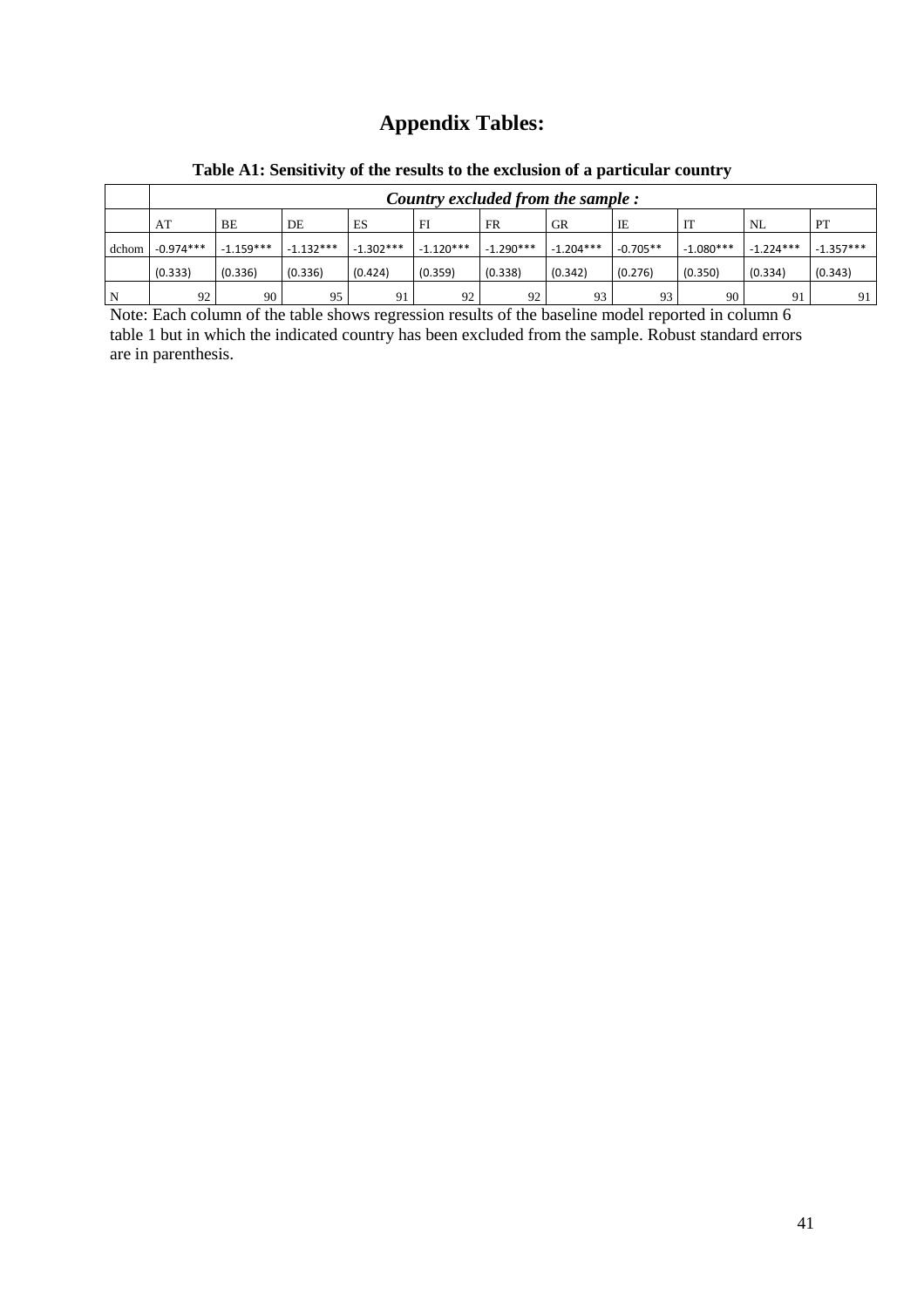# Appendix Tables:

**Table A1: Sensitivity of the results to the exclusion of a particular country**

| | *Country excluded from the sample :* | | | | | | | | | | |
|---|---|---|---|---|---|---|---|---|---|---|---|
| | AT | BE | DE | ES | FI | FR | GR | IE | IT | NL | PT |
| dchom | -0.974*** | -1.159*** | -1.132*** | -1.302*** | -1.120*** | -1.290*** | -1.204*** | -0.705** | -1.080*** | -1.224*** | -1.357*** |
| | (0.333) | (0.336) | (0.336) | (0.424) | (0.359) | (0.338) | (0.342) | (0.276) | (0.350) | (0.334) | (0.343) |
| N | 92 | 90 | 95 | 91 | 92 | 92 | 93 | 93 | 90 | 91 | 91 |

Note: Each column of the table shows regression results of the baseline model reported in column 6 table 1 but in which the indicated country has been excluded from the sample. Robust standard errors are in parenthesis.